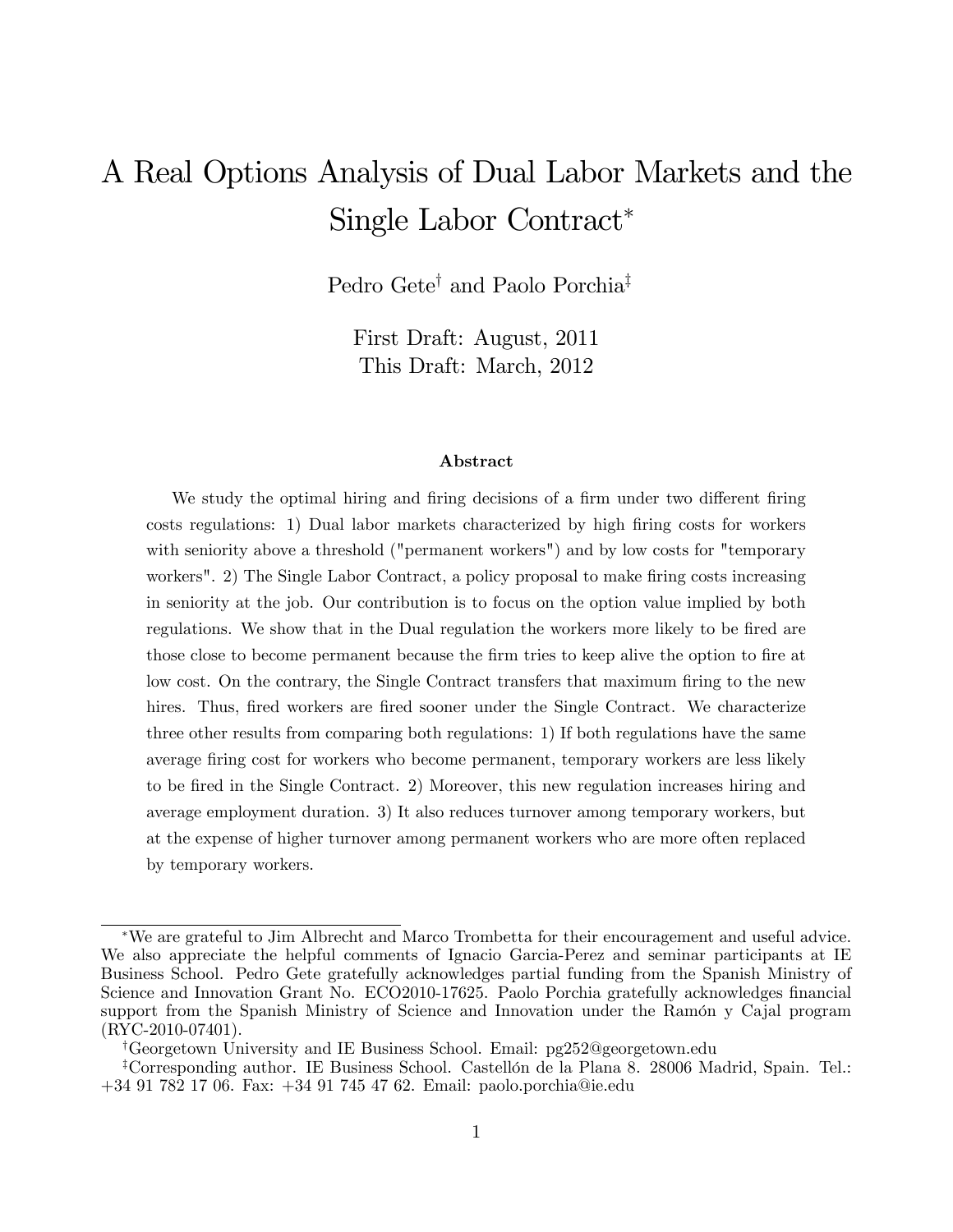# A Real Options Analysis of Dual Labor Markets and the Single Labor Contract*

Pedro Gete[†] and Paolo Porchia[‡]

First Draft: August, 2011
This Draft: March, 2012

### Abstract

We study the optimal hiring and firing decisions of a firm under two different firing costs regulations: 1) Dual labor markets characterized by high firing costs for workers with seniority above a threshold ("permanent workers") and by low costs for "temporary workers". 2) The Single Labor Contract, a policy proposal to make firing costs increasing in seniority at the job. Our contribution is to focus on the option value implied by both regulations. We show that in the Dual regulation the workers more likely to be fired are those close to become permanent because the firm tries to keep alive the option to fire at low cost. On the contrary, the Single Contract transfers that maximum firing to the new hires. Thus, fired workers are fired sooner under the Single Contract. We characterize three other results from comparing both regulations: 1) If both regulations have the same average firing cost for workers who become permanent, temporary workers are less likely to be fired in the Single Contract. 2) Moreover, this new regulation increases hiring and average employment duration. 3) It also reduces turnover among temporary workers, but at the expense of higher turnover among permanent workers who are more often replaced by temporary workers.

---

*We are grateful to Jim Albrecht and Marco Trombetta for their encouragement and useful advice. We also appreciate the helpful comments of Ignacio Garcia-Perez and seminar participants at IE Business School. Pedro Gete gratefully acknowledges partial funding from the Spanish Ministry of Science and Innovation Grant No. ECO2010-17625. Paolo Porchia gratefully acknowledges financial support from the Spanish Ministry of Science and Innovation under the Ramón y Cajal program (RYC-2010-07401).

[†]Georgetown University and IE Business School. Email: pg252@georgetown.edu

[‡]Corresponding author. IE Business School. Castellón de la Plana 8. 28006 Madrid, Spain. Tel.: +34 91 782 17 06. Fax: +34 91 745 47 62. Email: paolo.porchia@ie.edu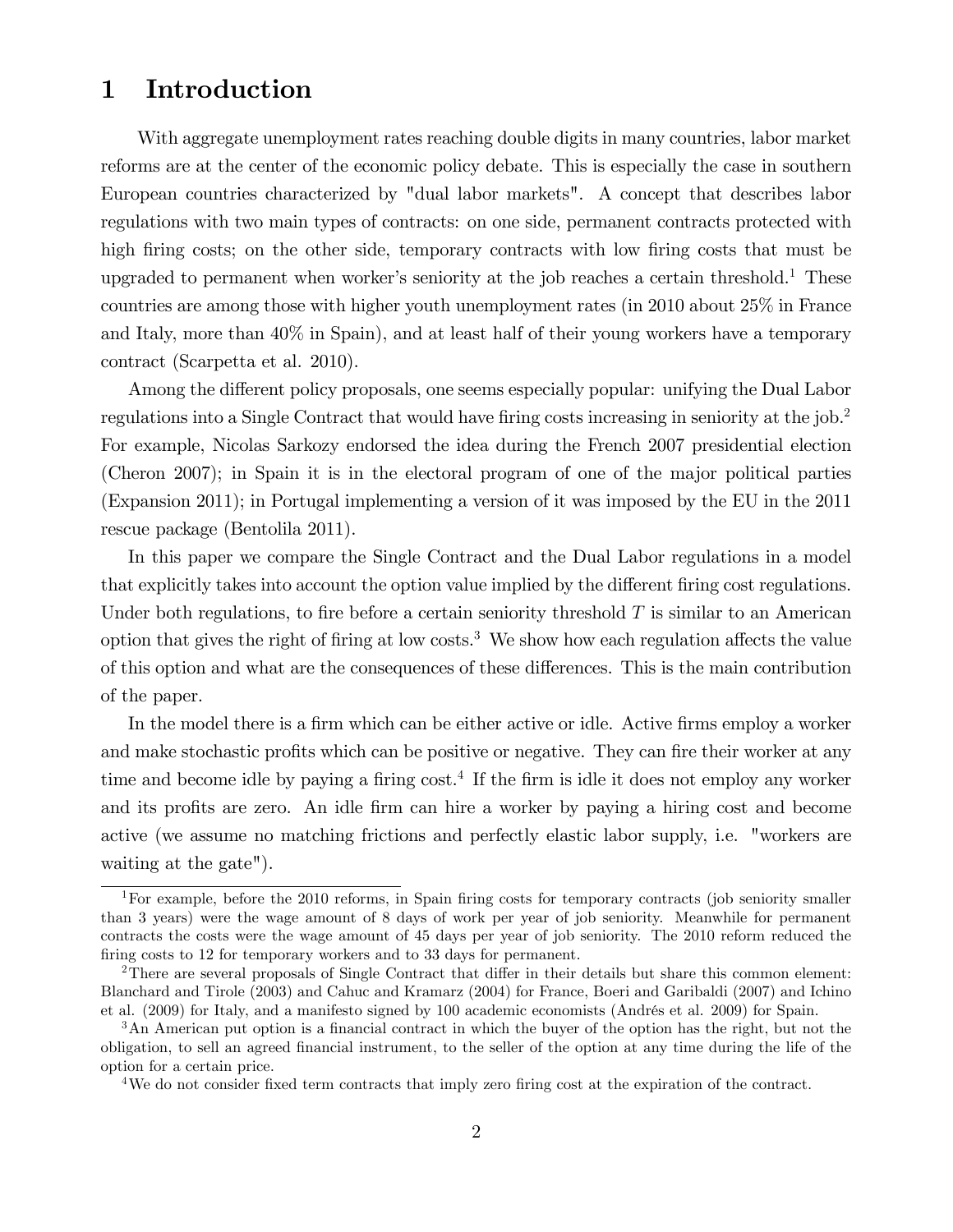# 1 Introduction

With aggregate unemployment rates reaching double digits in many countries, labor market reforms are at the center of the economic policy debate. This is especially the case in southern European countries characterized by "dual labor markets". A concept that describes labor regulations with two main types of contracts: on one side, permanent contracts protected with high firing costs; on the other side, temporary contracts with low firing costs that must be upgraded to permanent when worker's seniority at the job reaches a certain threshold.[1] These countries are among those with higher youth unemployment rates (in 2010 about 25% in France and Italy, more than 40% in Spain), and at least half of their young workers have a temporary contract (Scarpetta et al. 2010).

Among the different policy proposals, one seems especially popular: unifying the Dual Labor regulations into a Single Contract that would have firing costs increasing in seniority at the job.[2] For example, Nicolas Sarkozy endorsed the idea during the French 2007 presidential election (Cheron 2007); in Spain it is in the electoral program of one of the major political parties (Expansion 2011); in Portugal implementing a version of it was imposed by the EU in the 2011 rescue package (Bentolila 2011).

In this paper we compare the Single Contract and the Dual Labor regulations in a model that explicitly takes into account the option value implied by the different firing cost regulations. Under both regulations, to fire before a certain seniority threshold $T$ is similar to an American option that gives the right of firing at low costs.[3] We show how each regulation affects the value of this option and what are the consequences of these differences. This is the main contribution of the paper.

In the model there is a firm which can be either active or idle. Active firms employ a worker and make stochastic profits which can be positive or negative. They can fire their worker at any time and become idle by paying a firing cost.[4] If the firm is idle it does not employ any worker and its profits are zero. An idle firm can hire a worker by paying a hiring cost and become active (we assume no matching frictions and perfectly elastic labor supply, i.e. "workers are waiting at the gate").

---

[1] For example, before the 2010 reforms, in Spain firing costs for temporary contracts (job seniority smaller than 3 years) were the wage amount of 8 days of work per year of job seniority. Meanwhile for permanent contracts the costs were the wage amount of 45 days per year of job seniority. The 2010 reform reduced the firing costs to 12 for temporary workers and to 33 days for permanent.

[2] There are several proposals of Single Contract that differ in their details but share this common element: Blanchard and Tirole (2003) and Cahuc and Kramarz (2004) for France, Boeri and Garibaldi (2007) and Ichino et al. (2009) for Italy, and a manifesto signed by 100 academic economists (Andrés et al. 2009) for Spain.

[3] An American put option is a financial contract in which the buyer of the option has the right, but not the obligation, to sell an agreed financial instrument, to the seller of the option at any time during the life of the option for a certain price.

[4] We do not consider fixed term contracts that imply zero firing cost at the expiration of the contract.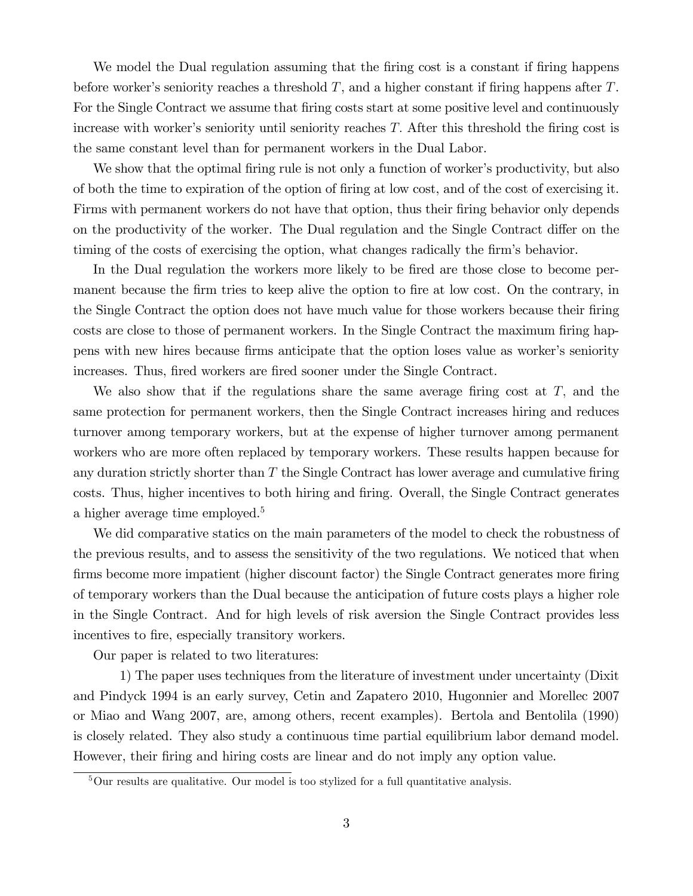We model the Dual regulation assuming that the firing cost is a constant if firing happens before worker's seniority reaches a threshold $T$, and a higher constant if firing happens after $T$. For the Single Contract we assume that firing costs start at some positive level and continuously increase with worker's seniority until seniority reaches $T$. After this threshold the firing cost is the same constant level than for permanent workers in the Dual Labor.

We show that the optimal firing rule is not only a function of worker's productivity, but also of both the time to expiration of the option of firing at low cost, and of the cost of exercising it. Firms with permanent workers do not have that option, thus their firing behavior only depends on the productivity of the worker. The Dual regulation and the Single Contract differ on the timing of the costs of exercising the option, what changes radically the firm's behavior.

In the Dual regulation the workers more likely to be fired are those close to become permanent because the firm tries to keep alive the option to fire at low cost. On the contrary, in the Single Contract the option does not have much value for those workers because their firing costs are close to those of permanent workers. In the Single Contract the maximum firing happens with new hires because firms anticipate that the option loses value as worker's seniority increases. Thus, fired workers are fired sooner under the Single Contract.

We also show that if the regulations share the same average firing cost at $T$, and the same protection for permanent workers, then the Single Contract increases hiring and reduces turnover among temporary workers, but at the expense of higher turnover among permanent workers who are more often replaced by temporary workers. These results happen because for any duration strictly shorter than $T$ the Single Contract has lower average and cumulative firing costs. Thus, higher incentives to both hiring and firing. Overall, the Single Contract generates a higher average time employed.[5]

We did comparative statics on the main parameters of the model to check the robustness of the previous results, and to assess the sensitivity of the two regulations. We noticed that when firms become more impatient (higher discount factor) the Single Contract generates more firing of temporary workers than the Dual because the anticipation of future costs plays a higher role in the Single Contract. And for high levels of risk aversion the Single Contract provides less incentives to fire, especially transitory workers.

Our paper is related to two literatures:

1) The paper uses techniques from the literature of investment under uncertainty (Dixit and Pindyck 1994 is an early survey, Cetin and Zapatero 2010, Hugonnier and Morellec 2007 or Miao and Wang 2007, are, among others, recent examples). Bertola and Bentolila (1990) is closely related. They also study a continuous time partial equilibrium labor demand model. However, their firing and hiring costs are linear and do not imply any option value.

[5] Our results are qualitative. Our model is too stylized for a full quantitative analysis.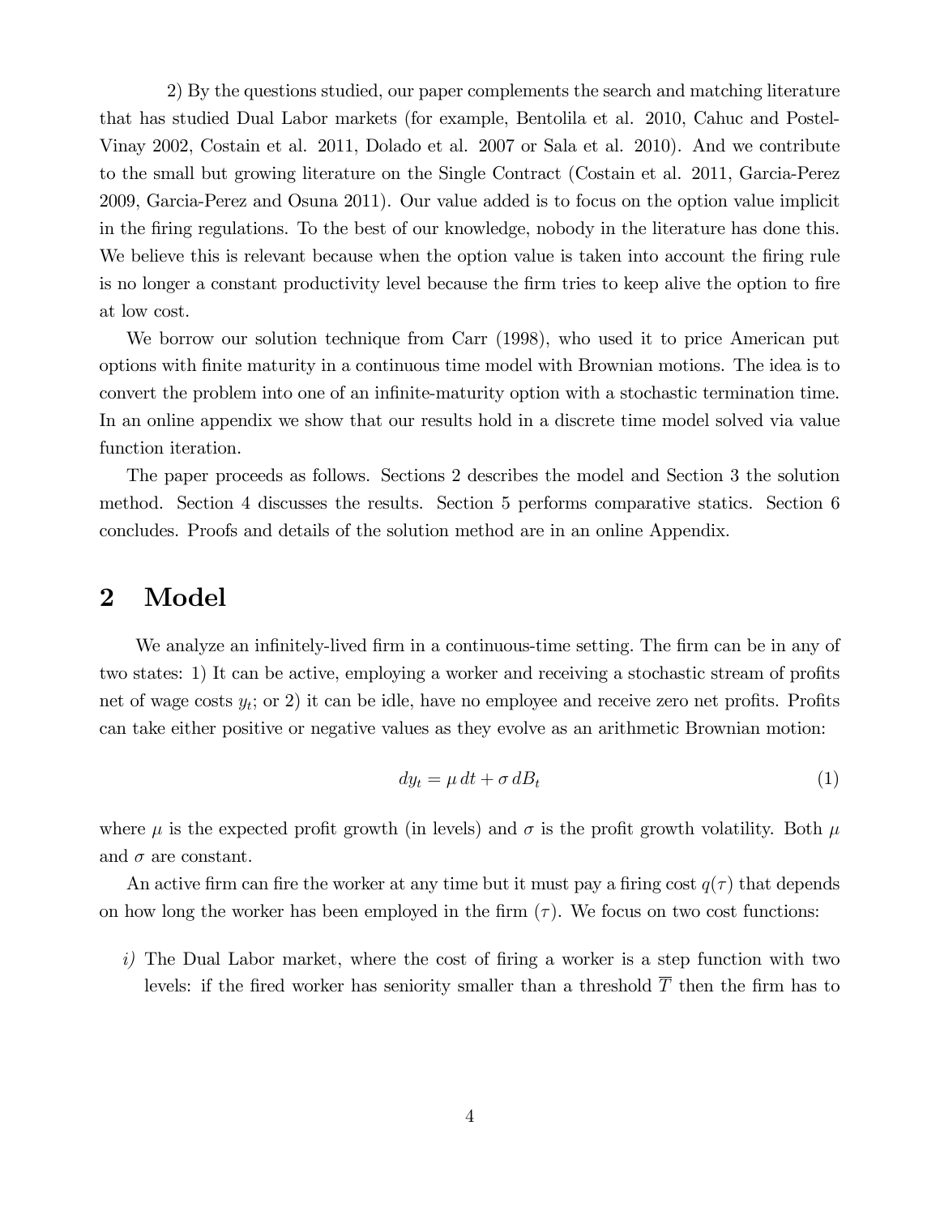2) By the questions studied, our paper complements the search and matching literature that has studied Dual Labor markets (for example, Bentolila et al. 2010, Cahuc and Postel-Vinay 2002, Costain et al. 2011, Dolado et al. 2007 or Sala et al. 2010). And we contribute to the small but growing literature on the Single Contract (Costain et al. 2011, Garcia-Perez 2009, Garcia-Perez and Osuna 2011). Our value added is to focus on the option value implicit in the firing regulations. To the best of our knowledge, nobody in the literature has done this. We believe this is relevant because when the option value is taken into account the firing rule is no longer a constant productivity level because the firm tries to keep alive the option to fire at low cost.

We borrow our solution technique from Carr (1998), who used it to price American put options with finite maturity in a continuous time model with Brownian motions. The idea is to convert the problem into one of an infinite-maturity option with a stochastic termination time. In an online appendix we show that our results hold in a discrete time model solved via value function iteration.

The paper proceeds as follows. Sections 2 describes the model and Section 3 the solution method. Section 4 discusses the results. Section 5 performs comparative statics. Section 6 concludes. Proofs and details of the solution method are in an online Appendix.

## 2 Model

We analyze an infinitely-lived firm in a continuous-time setting. The firm can be in any of two states: 1) It can be active, employing a worker and receiving a stochastic stream of profits net of wage costs $y_t$; or 2) it can be idle, have no employee and receive zero net profits. Profits can take either positive or negative values as they evolve as an arithmetic Brownian motion:

$$dy_t = \mu \, dt + \sigma \, dB_t \tag{1}$$

where $\mu$ is the expected profit growth (in levels) and $\sigma$ is the profit growth volatility. Both $\mu$ and $\sigma$ are constant.

An active firm can fire the worker at any time but it must pay a firing cost $q(\tau)$ that depends on how long the worker has been employed in the firm ($\tau$). We focus on two cost functions:

*i)* The Dual Labor market, where the cost of firing a worker is a step function with two levels: if the fired worker has seniority smaller than a threshold $\overline{T}$ then the firm has to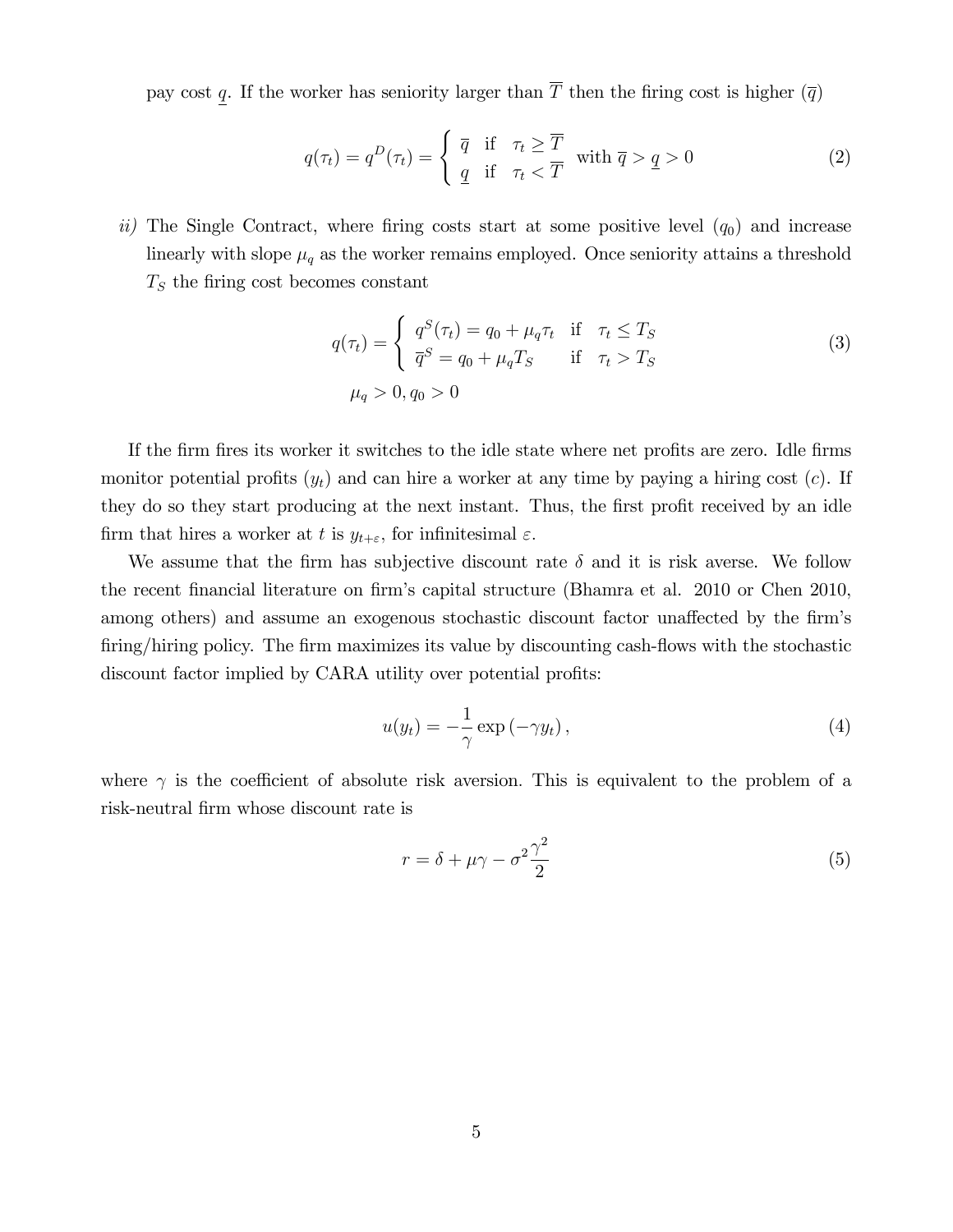pay cost $\underline{q}$. If the worker has seniority larger than $\overline{T}$ then the firing cost is higher ($\overline{q}$)

$$q(\tau_t) = q^D(\tau_t) = \begin{cases} \overline{q} & \text{if} \quad \tau_t \geq \overline{T} \\ \underline{q} & \text{if} \quad \tau_t < \overline{T} \end{cases} \quad \text{with } \overline{q} > \underline{q} > 0 \tag{2}$$

*ii)* The Single Contract, where firing costs start at some positive level ($q_0$) and increase linearly with slope $\mu_q$ as the worker remains employed. Once seniority attains a threshold $T_S$ the firing cost becomes constant

$$q(\tau_t) = \begin{cases} q^S(\tau_t) = q_0 + \mu_q \tau_t & \text{if} \quad \tau_t \leq T_S \\ \overline{q}^S = q_0 + \mu_q T_S & \text{if} \quad \tau_t > T_S \end{cases} \tag{3}$$
$$\mu_q > 0, q_0 > 0$$

If the firm fires its worker it switches to the idle state where net profits are zero. Idle firms monitor potential profits ($y_t$) and can hire a worker at any time by paying a hiring cost ($c$). If they do so they start producing at the next instant. Thus, the first profit received by an idle firm that hires a worker at $t$ is $y_{t+\varepsilon}$, for infinitesimal $\varepsilon$.

We assume that the firm has subjective discount rate $\delta$ and it is risk averse. We follow the recent financial literature on firm's capital structure (Bhamra et al. 2010 or Chen 2010, among others) and assume an exogenous stochastic discount factor unaffected by the firm's firing/hiring policy. The firm maximizes its value by discounting cash-flows with the stochastic discount factor implied by CARA utility over potential profits:

$$u(y_t) = -\frac{1}{\gamma} \exp\left(-\gamma y_t\right), \tag{4}$$

where $\gamma$ is the coefficient of absolute risk aversion. This is equivalent to the problem of a risk-neutral firm whose discount rate is

$$r = \delta + \mu\gamma - \sigma^2 \frac{\gamma^2}{2} \tag{5}$$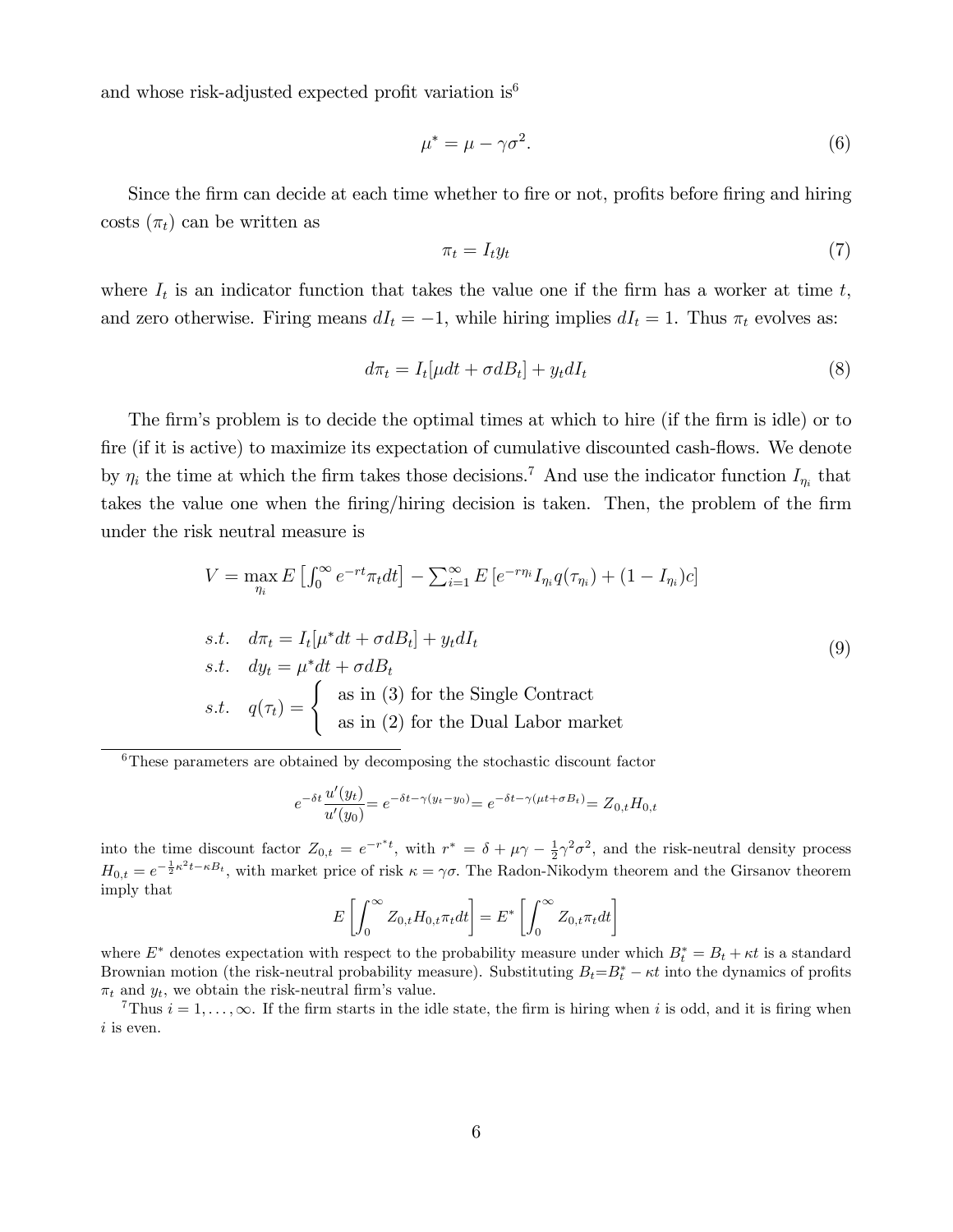and whose risk-adjusted expected profit variation is[6]

$$\mu^* = \mu - \gamma\sigma^2. \tag{6}$$

Since the firm can decide at each time whether to fire or not, profits before firing and hiring costs ($\pi_t$) can be written as

$$\pi_t = I_t y_t \tag{7}$$

where $I_t$ is an indicator function that takes the value one if the firm has a worker at time $t$, and zero otherwise. Firing means $dI_t = -1$, while hiring implies $dI_t = 1$. Thus $\pi_t$ evolves as:

$$d\pi_t = I_t[\mu dt + \sigma dB_t] + y_t dI_t \tag{8}$$

The firm's problem is to decide the optimal times at which to hire (if the firm is idle) or to fire (if it is active) to maximize its expectation of cumulative discounted cash-flows. We denote by $\eta_i$ the time at which the firm takes those decisions.[7] And use the indicator function $I_{\eta_i}$ that takes the value one when the firing/hiring decision is taken. Then, the problem of the firm under the risk neutral measure is

$$
\begin{aligned}
V = \max_{\eta_i} & \, E\left[\int_0^\infty e^{-rt}\pi_t dt\right] - \textstyle\sum_{i=1}^{\infty} E\left[e^{-r\eta_i} I_{\eta_i} q(\tau_{\eta_i}) + (1 - I_{\eta_i})c\right] \\
\\
s.t. \quad & d\pi_t = I_t[\mu^* dt + \sigma dB_t] + y_t dI_t \\
s.t. \quad & dy_t = \mu^* dt + \sigma dB_t \\
s.t. \quad & q(\tau_t) = \begin{cases} \text{as in (3) for the Single Contract} \\ \text{as in (2) for the Dual Labor market} \end{cases}
\end{aligned} \tag{9}
$$

---

[6] These parameters are obtained by decomposing the stochastic discount factor

$$e^{-\delta t}\frac{u'(y_t)}{u'(y_0)} = e^{-\delta t - \gamma(y_t - y_0)} = e^{-\delta t - \gamma(\mu t + \sigma B_t)} = Z_{0,t}H_{0,t}$$

into the time discount factor $Z_{0,t} = e^{-r^* t}$, with $r^* = \delta + \mu\gamma - \frac{1}{2}\gamma^2\sigma^2$, and the risk-neutral density process $H_{0,t} = e^{-\frac{1}{2}\kappa^2 t - \kappa B_t}$, with market price of risk $\kappa = \gamma\sigma$. The Radon-Nikodym theorem and the Girsanov theorem imply that

$$E\left[\int_0^\infty Z_{0,t}H_{0,t}\pi_t dt\right] = E^*\left[\int_0^\infty Z_{0,t}\pi_t dt\right]$$

where $E^*$ denotes expectation with respect to the probability measure under which $B_t^* = B_t + \kappa t$ is a standard Brownian motion (the risk-neutral probability measure). Substituting $B_t = B_t^* - \kappa t$ into the dynamics of profits $\pi_t$ and $y_t$, we obtain the risk-neutral firm's value.

[7] Thus $i = 1, \ldots, \infty$. If the firm starts in the idle state, the firm is hiring when $i$ is odd, and it is firing when $i$ is even.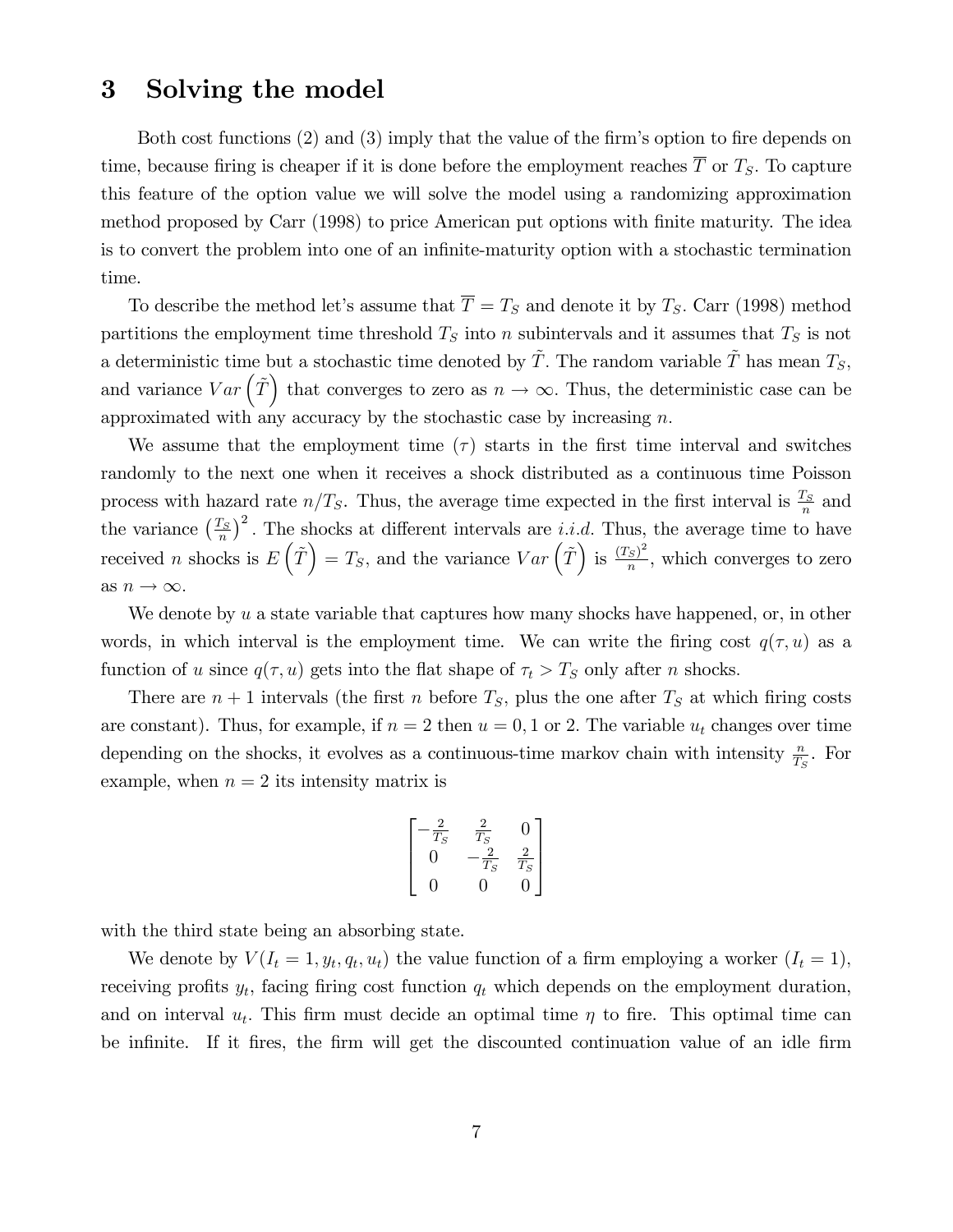# 3 Solving the model

Both cost functions (2) and (3) imply that the value of the firm's option to fire depends on time, because firing is cheaper if it is done before the employment reaches $\overline{T}$ or $T_S$. To capture this feature of the option value we will solve the model using a randomizing approximation method proposed by Carr (1998) to price American put options with finite maturity. The idea is to convert the problem into one of an infinite-maturity option with a stochastic termination time.

To describe the method let's assume that $\overline{T} = T_S$ and denote it by $T_S$. Carr (1998) method partitions the employment time threshold $T_S$ into $n$ subintervals and it assumes that $T_S$ is not a deterministic time but a stochastic time denoted by $\tilde{T}$. The random variable $\tilde{T}$ has mean $T_S$, and variance $Var\left(\tilde{T}\right)$ that converges to zero as $n \to \infty$. Thus, the deterministic case can be approximated with any accuracy by the stochastic case by increasing $n$.

We assume that the employment time ($\tau$) starts in the first time interval and switches randomly to the next one when it receives a shock distributed as a continuous time Poisson process with hazard rate $n/T_S$. Thus, the average time expected in the first interval is $\frac{T_S}{n}$ and the variance $\left(\frac{T_S}{n}\right)^2$. The shocks at different intervals are *i.i.d.* Thus, the average time to have received $n$ shocks is $E\left(\tilde{T}\right) = T_S$, and the variance $Var\left(\tilde{T}\right)$ is $\frac{(T_S)^2}{n}$, which converges to zero as $n \to \infty$.

We denote by $u$ a state variable that captures how many shocks have happened, or, in other words, in which interval is the employment time. We can write the firing cost $q(\tau, u)$ as a function of $u$ since $q(\tau, u)$ gets into the flat shape of $\tau_t > T_S$ only after $n$ shocks.

There are $n+1$ intervals (the first $n$ before $T_S$, plus the one after $T_S$ at which firing costs are constant). Thus, for example, if $n = 2$ then $u = 0, 1$ or $2$. The variable $u_t$ changes over time depending on the shocks, it evolves as a continuous-time markov chain with intensity $\frac{n}{T_S}$. For example, when $n = 2$ its intensity matrix is

$$\begin{bmatrix} -\frac{2}{T_S} & \frac{2}{T_S} & 0 \\ 0 & -\frac{2}{T_S} & \frac{2}{T_S} \\ 0 & 0 & 0 \end{bmatrix}$$

with the third state being an absorbing state.

We denote by $V(I_t = 1, y_t, q_t, u_t)$ the value function of a firm employing a worker ($I_t = 1$), receiving profits $y_t$, facing firing cost function $q_t$ which depends on the employment duration, and on interval $u_t$. This firm must decide an optimal time $\eta$ to fire. This optimal time can be infinite. If it fires, the firm will get the discounted continuation value of an idle firm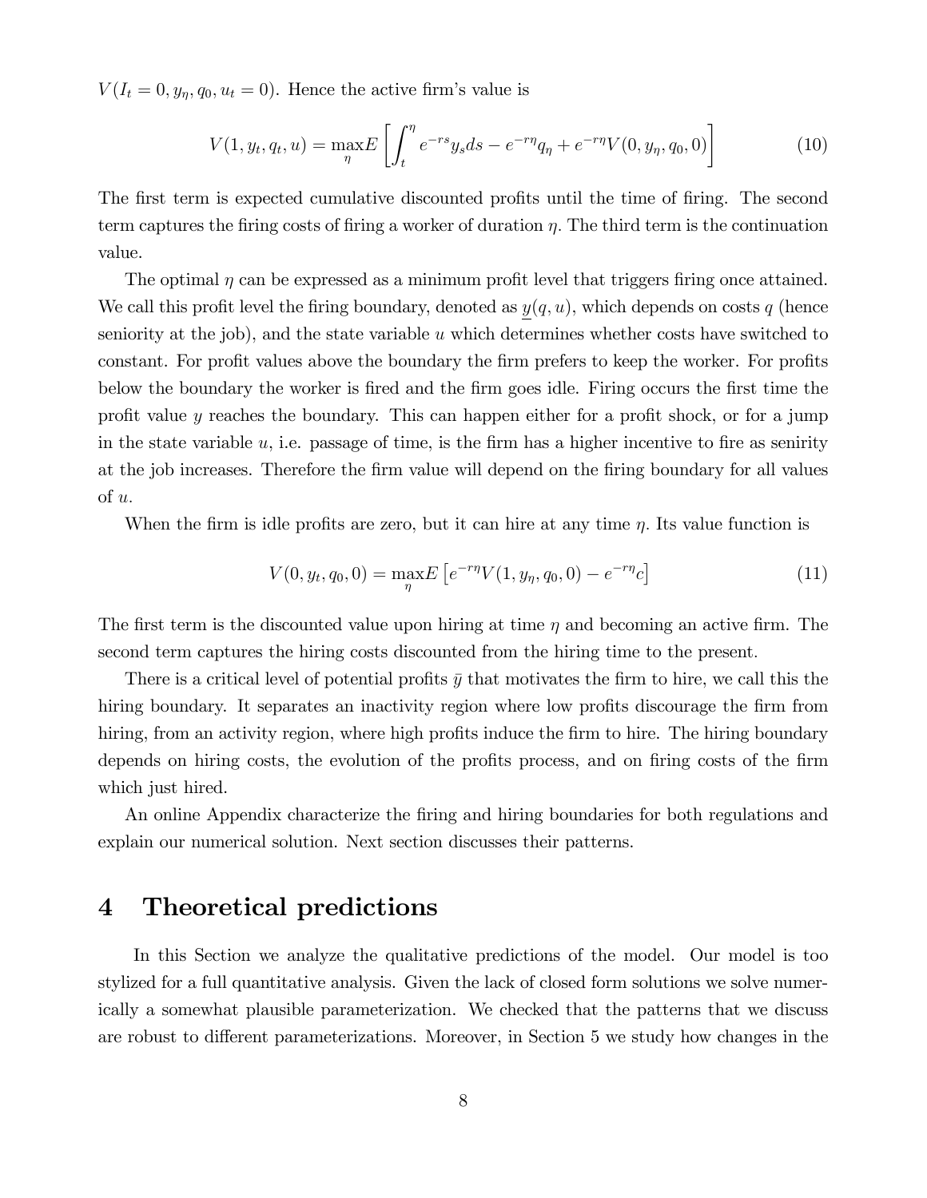$V(I_t = 0, y_\eta, q_0, u_t = 0)$. Hence the active firm's value is

$$V(1, y_t, q_t, u) = \max_\eta E\left[\int_t^\eta e^{-rs} y_s ds - e^{-r\eta} q_\eta + e^{-r\eta} V(0, y_\eta, q_0, 0)\right] \tag{10}$$

The first term is expected cumulative discounted profits until the time of firing. The second term captures the firing costs of firing a worker of duration $\eta$. The third term is the continuation value.

The optimal $\eta$ can be expressed as a minimum profit level that triggers firing once attained. We call this profit level the firing boundary, denoted as $\underline{y}(q, u)$, which depends on costs $q$ (hence seniority at the job), and the state variable $u$ which determines whether costs have switched to constant. For profit values above the boundary the firm prefers to keep the worker. For profits below the boundary the worker is fired and the firm goes idle. Firing occurs the first time the profit value $y$ reaches the boundary. This can happen either for a profit shock, or for a jump in the state variable $u$, i.e. passage of time, is the firm has a higher incentive to fire as senirity at the job increases. Therefore the firm value will depend on the firing boundary for all values of $u$.

When the firm is idle profits are zero, but it can hire at any time $\eta$. Its value function is

$$V(0, y_t, q_0, 0) = \max_\eta E\left[e^{-r\eta} V(1, y_\eta, q_0, 0) - e^{-r\eta} c\right] \tag{11}$$

The first term is the discounted value upon hiring at time $\eta$ and becoming an active firm. The second term captures the hiring costs discounted from the hiring time to the present.

There is a critical level of potential profits $\bar{y}$ that motivates the firm to hire, we call this the hiring boundary. It separates an inactivity region where low profits discourage the firm from hiring, from an activity region, where high profits induce the firm to hire. The hiring boundary depends on hiring costs, the evolution of the profits process, and on firing costs of the firm which just hired.

An online Appendix characterize the firing and hiring boundaries for both regulations and explain our numerical solution. Next section discusses their patterns.

# 4 Theoretical predictions

In this Section we analyze the qualitative predictions of the model. Our model is too stylized for a full quantitative analysis. Given the lack of closed form solutions we solve numerically a somewhat plausible parameterization. We checked that the patterns that we discuss are robust to different parameterizations. Moreover, in Section 5 we study how changes in the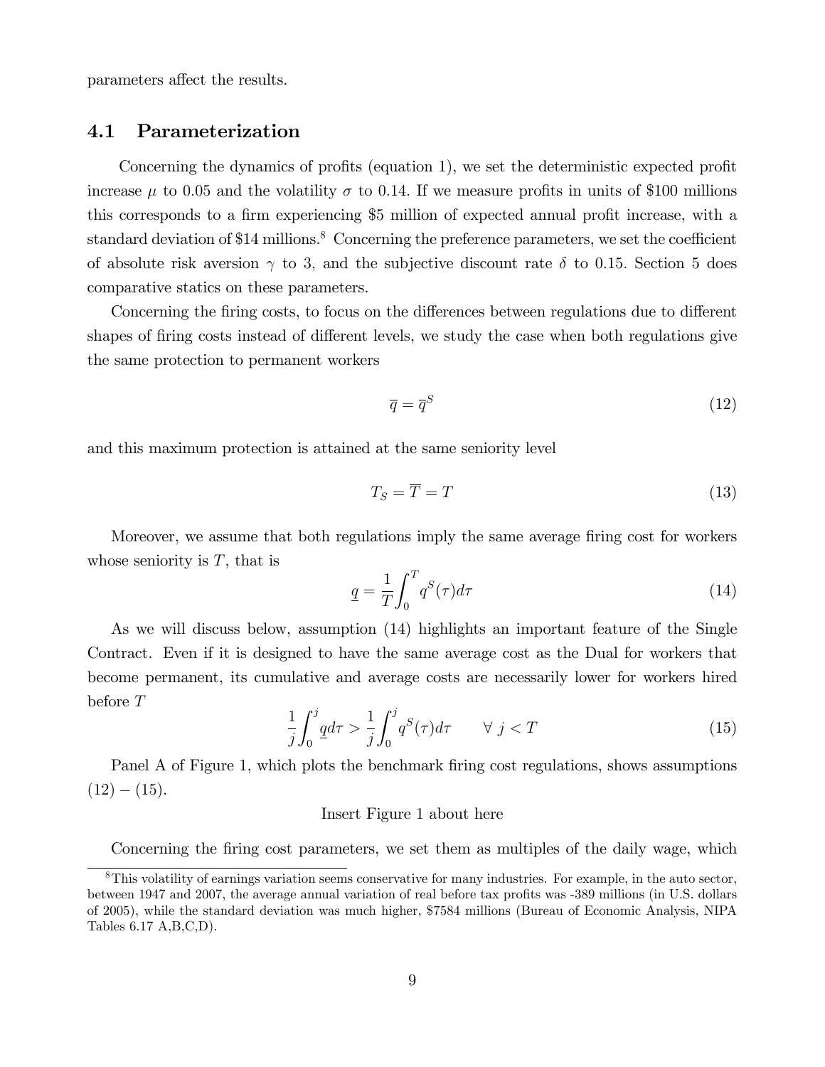parameters affect the results.

## 4.1 Parameterization

Concerning the dynamics of profits (equation 1), we set the deterministic expected profit increase $\mu$ to 0.05 and the volatility $\sigma$ to 0.14. If we measure profits in units of \$100 millions this corresponds to a firm experiencing \$5 million of expected annual profit increase, with a standard deviation of \$14 millions.[8] Concerning the preference parameters, we set the coefficient of absolute risk aversion $\gamma$ to 3, and the subjective discount rate $\delta$ to 0.15. Section 5 does comparative statics on these parameters.

Concerning the firing costs, to focus on the differences between regulations due to different shapes of firing costs instead of different levels, we study the case when both regulations give the same protection to permanent workers

$$\overline{q} = \overline{q}^S \tag{12}$$

and this maximum protection is attained at the same seniority level

$$T_S = \overline{T} = T \tag{13}$$

Moreover, we assume that both regulations imply the same average firing cost for workers whose seniority is $T$, that is

$$\underline{q} = \frac{1}{T}\int_0^T q^S(\tau)d\tau \tag{14}$$

As we will discuss below, assumption (14) highlights an important feature of the Single Contract. Even if it is designed to have the same average cost as the Dual for workers that become permanent, its cumulative and average costs are necessarily lower for workers hired before $T$

$$\frac{1}{j}\int_0^j \underline{q}d\tau > \frac{1}{j}\int_0^j q^S(\tau)d\tau \qquad \forall\ j < T \tag{15}$$

Panel A of Figure 1, which plots the benchmark firing cost regulations, shows assumptions (12) − (15).

Insert Figure 1 about here

Concerning the firing cost parameters, we set them as multiples of the daily wage, which

[8] This volatility of earnings variation seems conservative for many industries. For example, in the auto sector, between 1947 and 2007, the average annual variation of real before tax profits was -389 millions (in U.S. dollars of 2005), while the standard deviation was much higher, \$7584 millions (Bureau of Economic Analysis, NIPA Tables 6.17 A,B,C,D).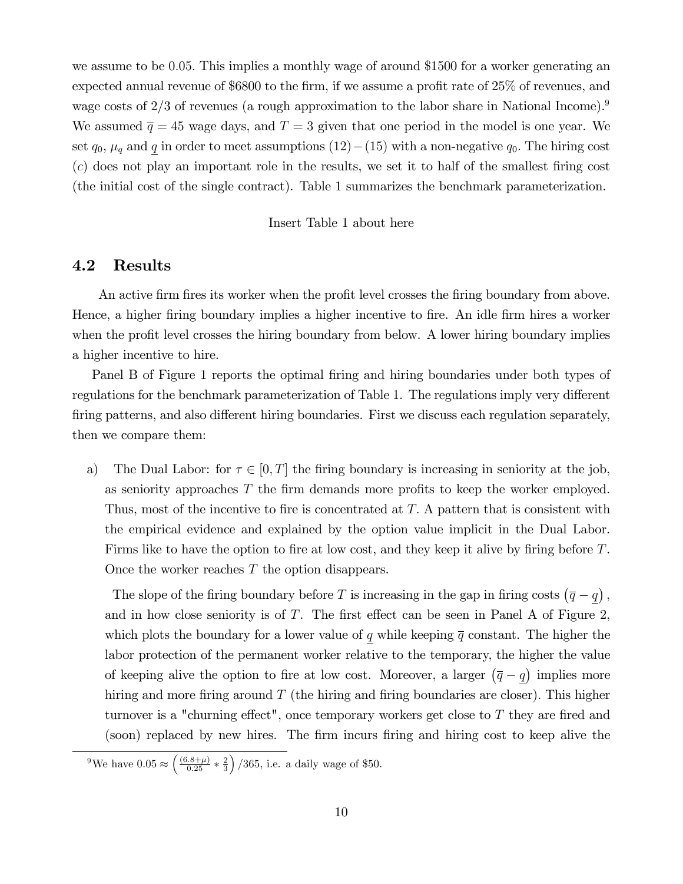we assume to be 0.05. This implies a monthly wage of around \$1500 for a worker generating an expected annual revenue of \$6800 to the firm, if we assume a profit rate of 25% of revenues, and wage costs of 2/3 of revenues (a rough approximation to the labor share in National Income).[9] We assumed $\overline{q} = 45$ wage days, and $T = 3$ given that one period in the model is one year. We set $q_0$, $\mu_q$ and $\underline{q}$ in order to meet assumptions $(12)-(15)$ with a non-negative $q_0$. The hiring cost $(c)$ does not play an important role in the results, we set it to half of the smallest firing cost (the initial cost of the single contract). Table 1 summarizes the benchmark parameterization.

Insert Table 1 about here

## 4.2 Results

An active firm fires its worker when the profit level crosses the firing boundary from above. Hence, a higher firing boundary implies a higher incentive to fire. An idle firm hires a worker when the profit level crosses the hiring boundary from below. A lower hiring boundary implies a higher incentive to hire.

Panel B of Figure 1 reports the optimal firing and hiring boundaries under both types of regulations for the benchmark parameterization of Table 1. The regulations imply very different firing patterns, and also different hiring boundaries. First we discuss each regulation separately, then we compare them:

a) The Dual Labor: for $\tau \in [0, T]$ the firing boundary is increasing in seniority at the job, as seniority approaches $T$ the firm demands more profits to keep the worker employed. Thus, most of the incentive to fire is concentrated at $T$. A pattern that is consistent with the empirical evidence and explained by the option value implicit in the Dual Labor. Firms like to have the option to fire at low cost, and they keep it alive by firing before $T$. Once the worker reaches $T$ the option disappears.

   The slope of the firing boundary before $T$ is increasing in the gap in firing costs $(\overline{q} - \underline{q})$, and in how close seniority is of $T$. The first effect can be seen in Panel A of Figure 2, which plots the boundary for a lower value of $\underline{q}$ while keeping $\overline{q}$ constant. The higher the labor protection of the permanent worker relative to the temporary, the higher the value of keeping alive the option to fire at low cost. Moreover, a larger $(\overline{q} - \underline{q})$ implies more hiring and more firing around $T$ (the hiring and firing boundaries are closer). This higher turnover is a "churning effect", once temporary workers get close to $T$ they are fired and (soon) replaced by new hires. The firm incurs firing and hiring cost to keep alive the

[9] We have $0.05 \approx \left(\frac{(6.8+\mu)}{0.25} * \frac{2}{3}\right)/365$, i.e. a daily wage of \$50.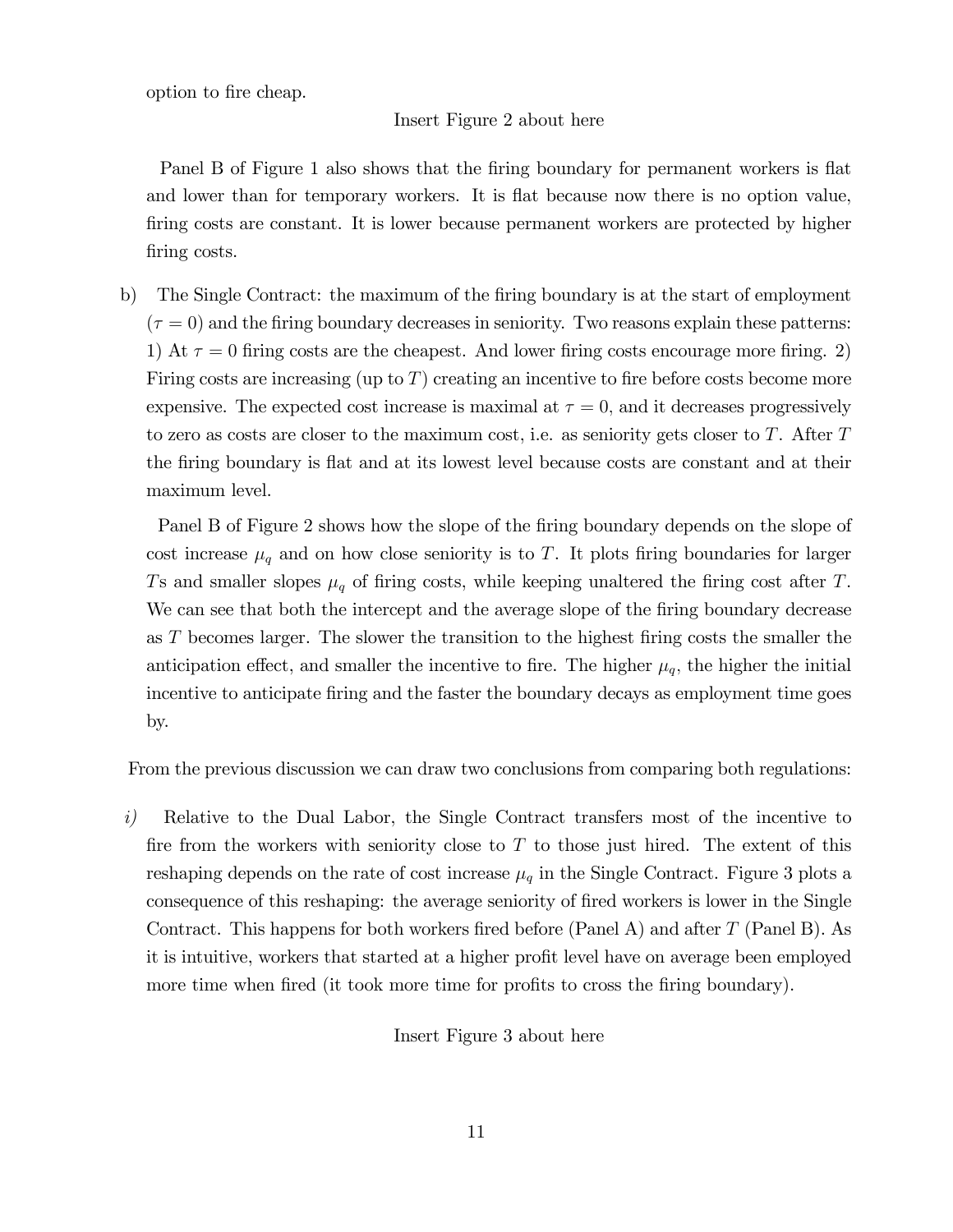option to fire cheap.

Insert Figure 2 about here

Panel B of Figure 1 also shows that the firing boundary for permanent workers is flat and lower than for temporary workers. It is flat because now there is no option value, firing costs are constant. It is lower because permanent workers are protected by higher firing costs.

b) The Single Contract: the maximum of the firing boundary is at the start of employment ($\tau = 0$) and the firing boundary decreases in seniority. Two reasons explain these patterns: 1) At $\tau = 0$ firing costs are the cheapest. And lower firing costs encourage more firing. 2) Firing costs are increasing (up to $T$) creating an incentive to fire before costs become more expensive. The expected cost increase is maximal at $\tau = 0$, and it decreases progressively to zero as costs are closer to the maximum cost, i.e. as seniority gets closer to $T$. After $T$ the firing boundary is flat and at its lowest level because costs are constant and at their maximum level.

   Panel B of Figure 2 shows how the slope of the firing boundary depends on the slope of cost increase $\mu_q$ and on how close seniority is to $T$. It plots firing boundaries for larger $T$s and smaller slopes $\mu_q$ of firing costs, while keeping unaltered the firing cost after $T$. We can see that both the intercept and the average slope of the firing boundary decrease as $T$ becomes larger. The slower the transition to the highest firing costs the smaller the anticipation effect, and smaller the incentive to fire. The higher $\mu_q$, the higher the initial incentive to anticipate firing and the faster the boundary decays as employment time goes by.

From the previous discussion we can draw two conclusions from comparing both regulations:

*i)* Relative to the Dual Labor, the Single Contract transfers most of the incentive to fire from the workers with seniority close to $T$ to those just hired. The extent of this reshaping depends on the rate of cost increase $\mu_q$ in the Single Contract. Figure 3 plots a consequence of this reshaping: the average seniority of fired workers is lower in the Single Contract. This happens for both workers fired before (Panel A) and after $T$ (Panel B). As it is intuitive, workers that started at a higher profit level have on average been employed more time when fired (it took more time for profits to cross the firing boundary).

Insert Figure 3 about here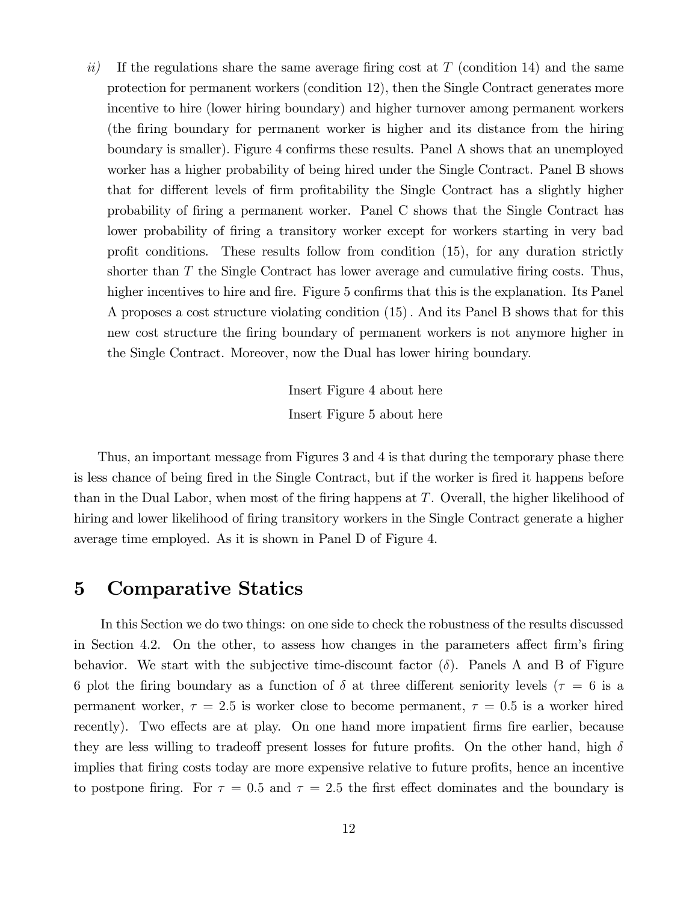*ii)* If the regulations share the same average firing cost at $T$ (condition 14) and the same protection for permanent workers (condition 12), then the Single Contract generates more incentive to hire (lower hiring boundary) and higher turnover among permanent workers (the firing boundary for permanent worker is higher and its distance from the hiring boundary is smaller). Figure 4 confirms these results. Panel A shows that an unemployed worker has a higher probability of being hired under the Single Contract. Panel B shows that for different levels of firm profitability the Single Contract has a slightly higher probability of firing a permanent worker. Panel C shows that the Single Contract has lower probability of firing a transitory worker except for workers starting in very bad profit conditions. These results follow from condition (15), for any duration strictly shorter than $T$ the Single Contract has lower average and cumulative firing costs. Thus, higher incentives to hire and fire. Figure 5 confirms that this is the explanation. Its Panel A proposes a cost structure violating condition (15). And its Panel B shows that for this new cost structure the firing boundary of permanent workers is not anymore higher in the Single Contract. Moreover, now the Dual has lower hiring boundary.

Insert Figure 4 about here

Insert Figure 5 about here

Thus, an important message from Figures 3 and 4 is that during the temporary phase there is less chance of being fired in the Single Contract, but if the worker is fired it happens before than in the Dual Labor, when most of the firing happens at $T$. Overall, the higher likelihood of hiring and lower likelihood of firing transitory workers in the Single Contract generate a higher average time employed. As it is shown in Panel D of Figure 4.

# 5 Comparative Statics

In this Section we do two things: on one side to check the robustness of the results discussed in Section 4.2. On the other, to assess how changes in the parameters affect firm's firing behavior. We start with the subjective time-discount factor ($\delta$). Panels A and B of Figure 6 plot the firing boundary as a function of $\delta$ at three different seniority levels ($\tau = 6$ is a permanent worker, $\tau = 2.5$ is worker close to become permanent, $\tau = 0.5$ is a worker hired recently). Two effects are at play. On one hand more impatient firms fire earlier, because they are less willing to tradeoff present losses for future profits. On the other hand, high $\delta$ implies that firing costs today are more expensive relative to future profits, hence an incentive to postpone firing. For $\tau = 0.5$ and $\tau = 2.5$ the first effect dominates and the boundary is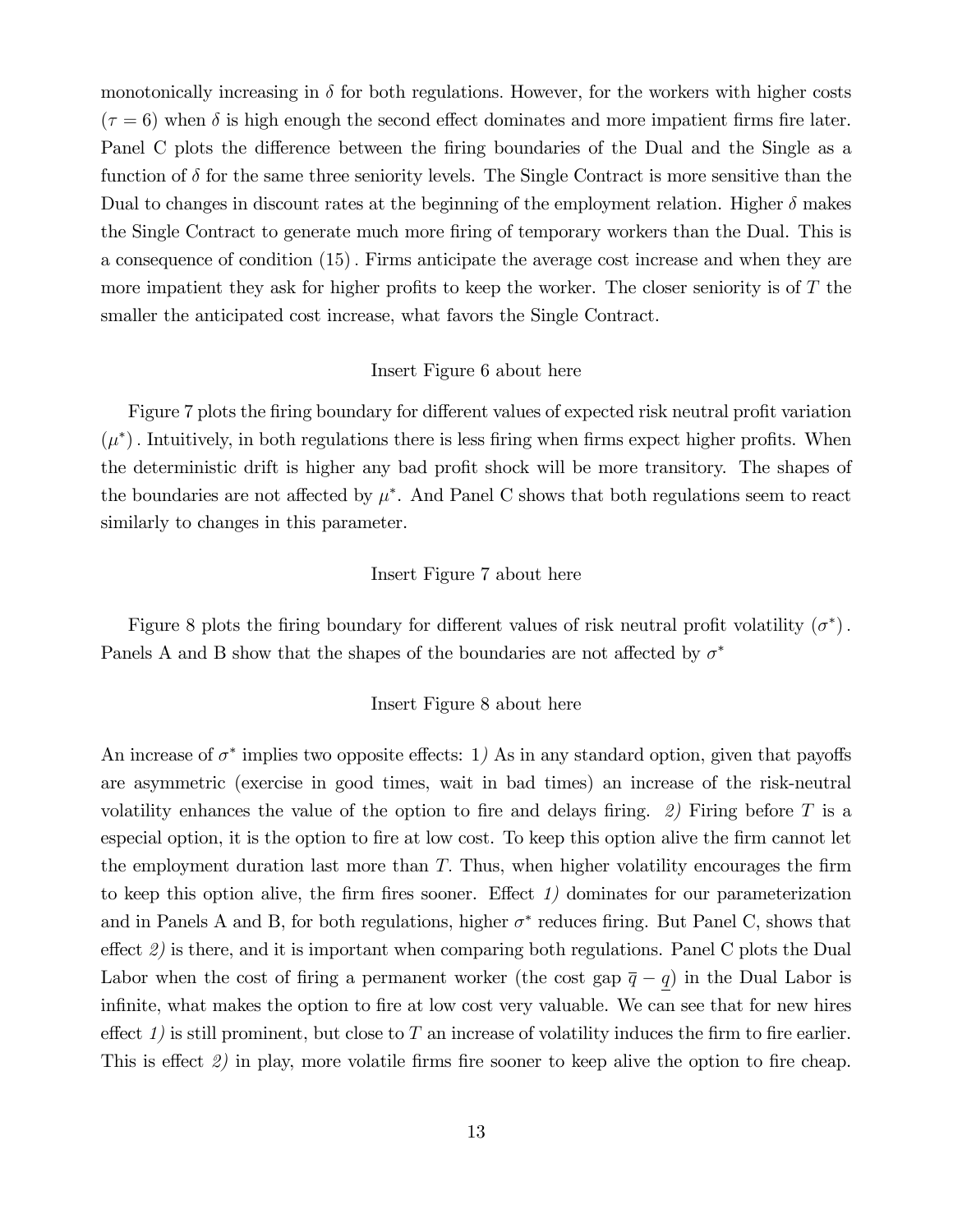monotonically increasing in $\delta$ for both regulations. However, for the workers with higher costs ($\tau = 6$) when $\delta$ is high enough the second effect dominates and more impatient firms fire later. Panel C plots the difference between the firing boundaries of the Dual and the Single as a function of $\delta$ for the same three seniority levels. The Single Contract is more sensitive than the Dual to changes in discount rates at the beginning of the employment relation. Higher $\delta$ makes the Single Contract to generate much more firing of temporary workers than the Dual. This is a consequence of condition (15). Firms anticipate the average cost increase and when they are more impatient they ask for higher profits to keep the worker. The closer seniority is of $T$ the smaller the anticipated cost increase, what favors the Single Contract.

Insert Figure 6 about here

Figure 7 plots the firing boundary for different values of expected risk neutral profit variation $(\mu^*)$. Intuitively, in both regulations there is less firing when firms expect higher profits. When the deterministic drift is higher any bad profit shock will be more transitory. The shapes of the boundaries are not affected by $\mu^*$. And Panel C shows that both regulations seem to react similarly to changes in this parameter.

Insert Figure 7 about here

Figure 8 plots the firing boundary for different values of risk neutral profit volatility $(\sigma^*)$. Panels A and B show that the shapes of the boundaries are not affected by $\sigma^*$

Insert Figure 8 about here

An increase of $\sigma^*$ implies two opposite effects: 1*)* As in any standard option, given that payoffs are asymmetric (exercise in good times, wait in bad times) an increase of the risk-neutral volatility enhances the value of the option to fire and delays firing. *2)* Firing before $T$ is a especial option, it is the option to fire at low cost. To keep this option alive the firm cannot let the employment duration last more than $T$. Thus, when higher volatility encourages the firm to keep this option alive, the firm fires sooner. Effect *1)* dominates for our parameterization and in Panels A and B, for both regulations, higher $\sigma^*$ reduces firing. But Panel C, shows that effect *2)* is there, and it is important when comparing both regulations. Panel C plots the Dual Labor when the cost of firing a permanent worker (the cost gap $\overline{q} - \underline{q}$) in the Dual Labor is infinite, what makes the option to fire at low cost very valuable. We can see that for new hires effect *1)* is still prominent, but close to $T$ an increase of volatility induces the firm to fire earlier. This is effect *2)* in play, more volatile firms fire sooner to keep alive the option to fire cheap.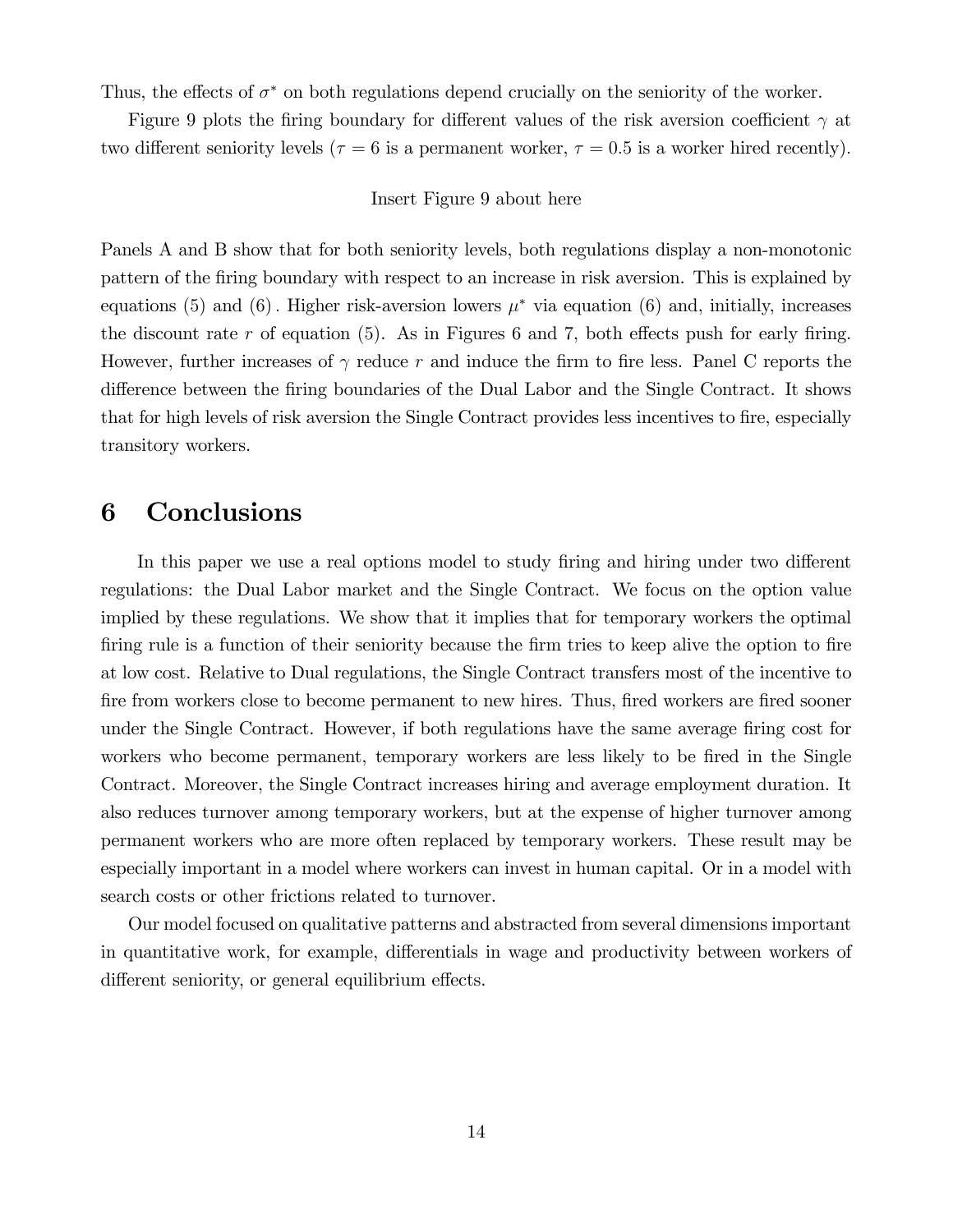Thus, the effects of $\sigma^*$ on both regulations depend crucially on the seniority of the worker.

Figure 9 plots the firing boundary for different values of the risk aversion coefficient $\gamma$ at two different seniority levels ($\tau = 6$ is a permanent worker, $\tau = 0.5$ is a worker hired recently).

Insert Figure 9 about here

Panels A and B show that for both seniority levels, both regulations display a non-monotonic pattern of the firing boundary with respect to an increase in risk aversion. This is explained by equations (5) and (6). Higher risk-aversion lowers $\mu^*$ via equation (6) and, initially, increases the discount rate $r$ of equation (5). As in Figures 6 and 7, both effects push for early firing. However, further increases of $\gamma$ reduce $r$ and induce the firm to fire less. Panel C reports the difference between the firing boundaries of the Dual Labor and the Single Contract. It shows that for high levels of risk aversion the Single Contract provides less incentives to fire, especially transitory workers.

# 6 Conclusions

In this paper we use a real options model to study firing and hiring under two different regulations: the Dual Labor market and the Single Contract. We focus on the option value implied by these regulations. We show that it implies that for temporary workers the optimal firing rule is a function of their seniority because the firm tries to keep alive the option to fire at low cost. Relative to Dual regulations, the Single Contract transfers most of the incentive to fire from workers close to become permanent to new hires. Thus, fired workers are fired sooner under the Single Contract. However, if both regulations have the same average firing cost for workers who become permanent, temporary workers are less likely to be fired in the Single Contract. Moreover, the Single Contract increases hiring and average employment duration. It also reduces turnover among temporary workers, but at the expense of higher turnover among permanent workers who are more often replaced by temporary workers. These result may be especially important in a model where workers can invest in human capital. Or in a model with search costs or other frictions related to turnover.

Our model focused on qualitative patterns and abstracted from several dimensions important in quantitative work, for example, differentials in wage and productivity between workers of different seniority, or general equilibrium effects.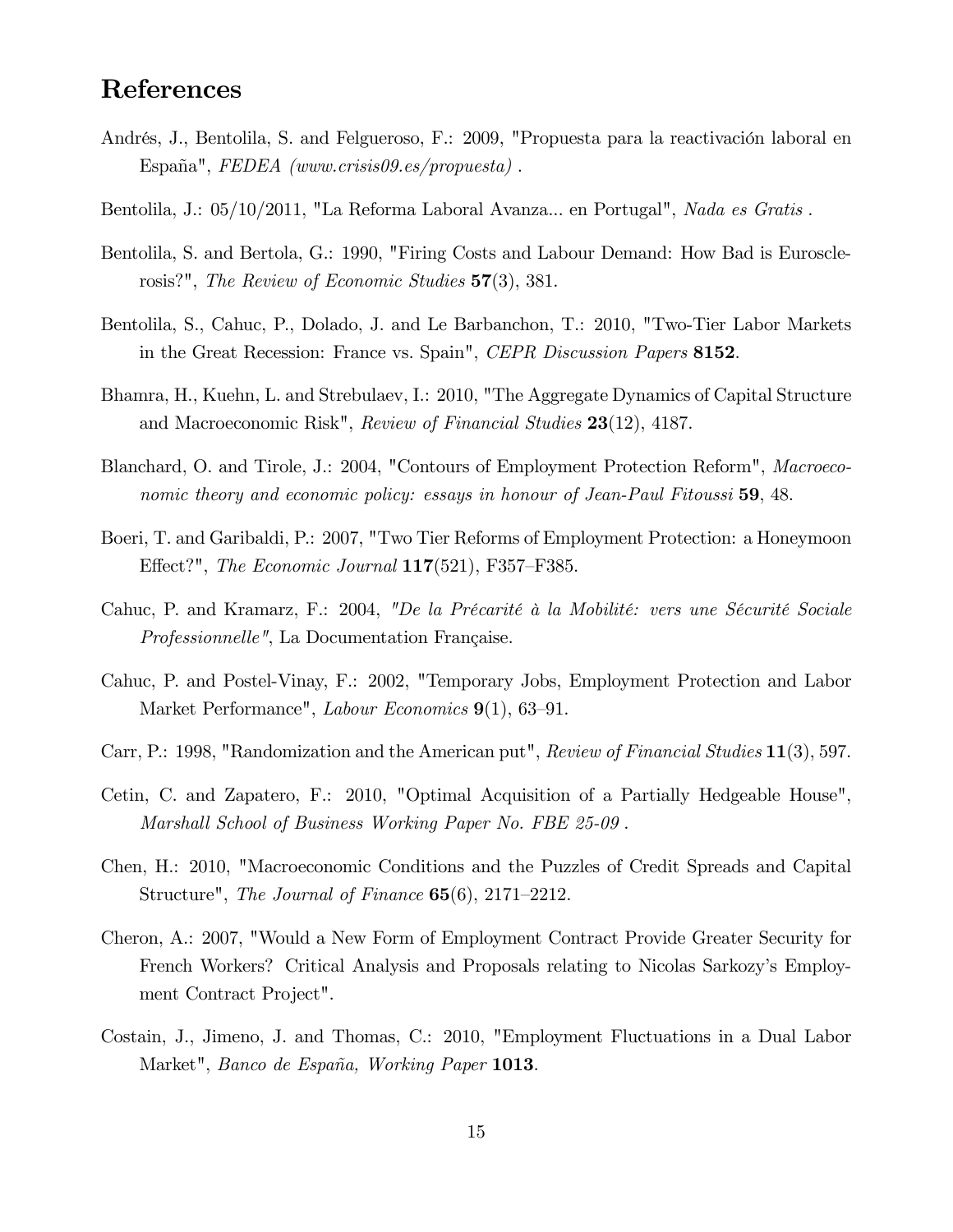## References

Andrés, J., Bentolila, S. and Felgueroso, F.: 2009, "Propuesta para la reactivación laboral en España", *FEDEA (www.crisis09.es/propuesta)* .

Bentolila, J.: 05/10/2011, "La Reforma Laboral Avanza... en Portugal", *Nada es Gratis* .

Bentolila, S. and Bertola, G.: 1990, "Firing Costs and Labour Demand: How Bad is Eurosclerosis?", *The Review of Economic Studies* **57**(3), 381.

Bentolila, S., Cahuc, P., Dolado, J. and Le Barbanchon, T.: 2010, "Two-Tier Labor Markets in the Great Recession: France vs. Spain", *CEPR Discussion Papers* **8152**.

Bhamra, H., Kuehn, L. and Strebulaev, I.: 2010, "The Aggregate Dynamics of Capital Structure and Macroeconomic Risk", *Review of Financial Studies* **23**(12), 4187.

Blanchard, O. and Tirole, J.: 2004, "Contours of Employment Protection Reform", *Macroeconomic theory and economic policy: essays in honour of Jean-Paul Fitoussi* **59**, 48.

Boeri, T. and Garibaldi, P.: 2007, "Two Tier Reforms of Employment Protection: a Honeymoon Effect?", *The Economic Journal* **117**(521), F357–F385.

Cahuc, P. and Kramarz, F.: 2004, *"De la Précarité à la Mobilité: vers une Sécurité Sociale Professionnelle"*, La Documentation Française.

Cahuc, P. and Postel-Vinay, F.: 2002, "Temporary Jobs, Employment Protection and Labor Market Performance", *Labour Economics* **9**(1), 63–91.

Carr, P.: 1998, "Randomization and the American put", *Review of Financial Studies* **11**(3), 597.

Cetin, C. and Zapatero, F.: 2010, "Optimal Acquisition of a Partially Hedgeable House", *Marshall School of Business Working Paper No. FBE 25-09* .

Chen, H.: 2010, "Macroeconomic Conditions and the Puzzles of Credit Spreads and Capital Structure", *The Journal of Finance* **65**(6), 2171–2212.

Cheron, A.: 2007, "Would a New Form of Employment Contract Provide Greater Security for French Workers? Critical Analysis and Proposals relating to Nicolas Sarkozy's Employment Contract Project".

Costain, J., Jimeno, J. and Thomas, C.: 2010, "Employment Fluctuations in a Dual Labor Market", *Banco de España, Working Paper* **1013**.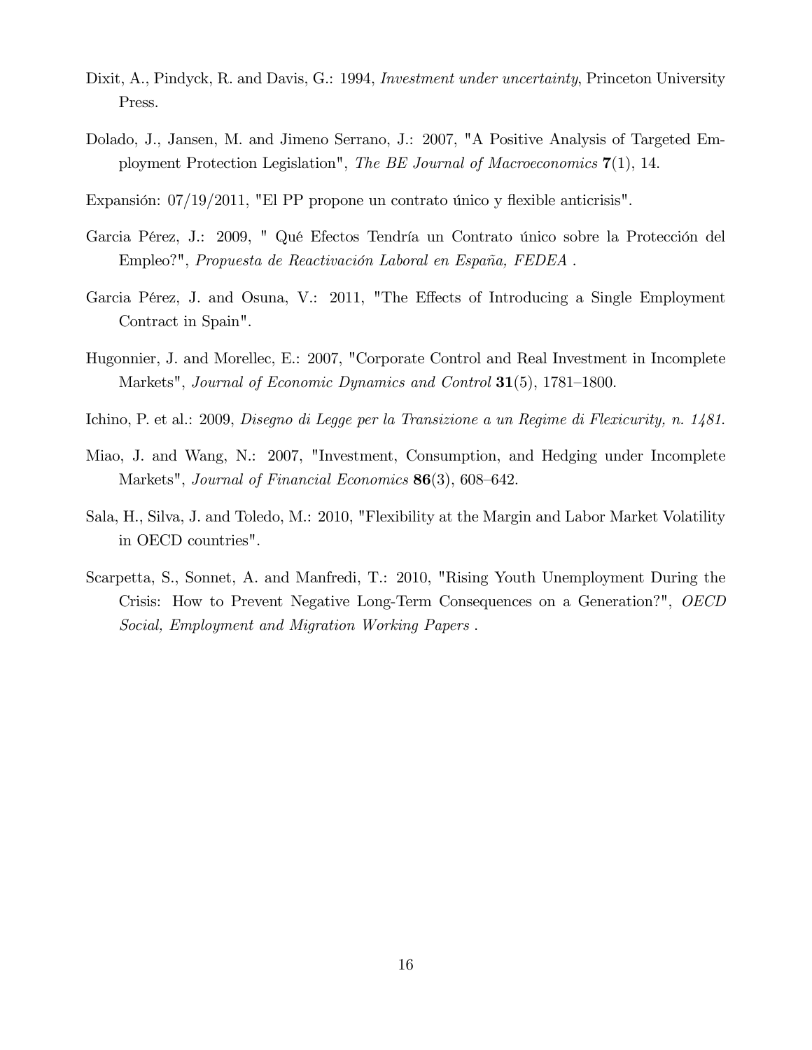Dixit, A., Pindyck, R. and Davis, G.: 1994, *Investment under uncertainty*, Princeton University Press.

Dolado, J., Jansen, M. and Jimeno Serrano, J.: 2007, "A Positive Analysis of Targeted Employment Protection Legislation", *The BE Journal of Macroeconomics* **7**(1), 14.

Expansión: 07/19/2011, "El PP propone un contrato único y flexible anticrisis".

Garcia Pérez, J.: 2009, " Qué Efectos Tendría un Contrato único sobre la Protección del Empleo?", *Propuesta de Reactivación Laboral en España, FEDEA* .

Garcia Pérez, J. and Osuna, V.: 2011, "The Effects of Introducing a Single Employment Contract in Spain".

Hugonnier, J. and Morellec, E.: 2007, "Corporate Control and Real Investment in Incomplete Markets", *Journal of Economic Dynamics and Control* **31**(5), 1781–1800.

Ichino, P. et al.: 2009, *Disegno di Legge per la Transizione a un Regime di Flexicurity, n. 1481.*

Miao, J. and Wang, N.: 2007, "Investment, Consumption, and Hedging under Incomplete Markets", *Journal of Financial Economics* **86**(3), 608–642.

Sala, H., Silva, J. and Toledo, M.: 2010, "Flexibility at the Margin and Labor Market Volatility in OECD countries".

Scarpetta, S., Sonnet, A. and Manfredi, T.: 2010, "Rising Youth Unemployment During the Crisis: How to Prevent Negative Long-Term Consequences on a Generation?", *OECD Social, Employment and Migration Working Papers* .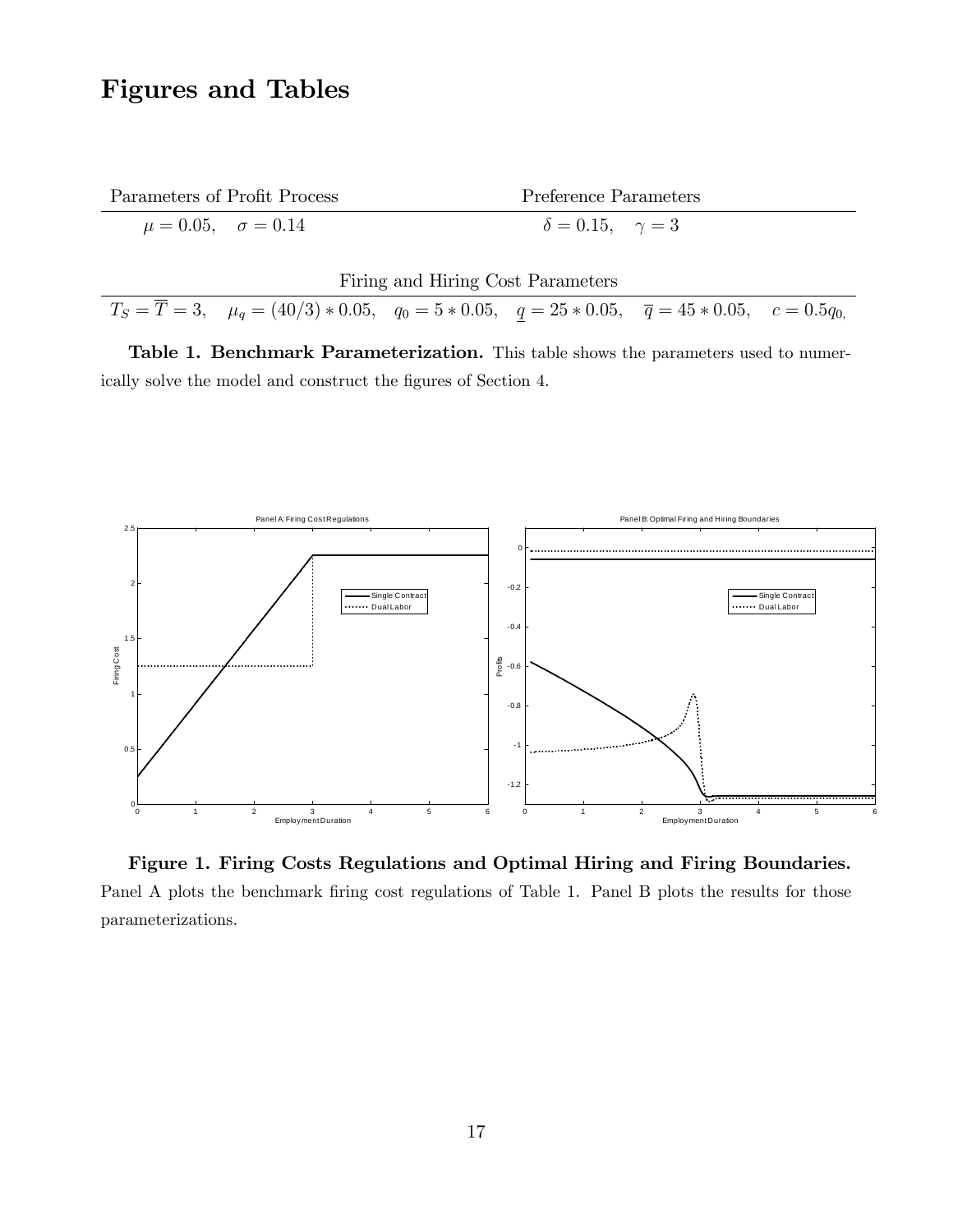# Figures and Tables

| Parameters of Profit Process | Preference Parameters |
|---|---|
| $\mu = 0.05, \quad \sigma = 0.14$ | $\delta = 0.15, \quad \gamma = 3$ |

| Firing and Hiring Cost Parameters |
|---|
| $T_S = \overline{T} = 3, \quad \mu_q = (40/3) * 0.05, \quad q_0 = 5 * 0.05, \quad \underline{q} = 25 * 0.05, \quad \overline{q} = 45 * 0.05, \quad c = 0.5q_0,$ |

**Table 1. Benchmark Parameterization.** This table shows the parameters used to numerically solve the model and construct the figures of Section 4.

**Figure 1. Firing Costs Regulations and Optimal Hiring and Firing Boundaries.** Panel A plots the benchmark firing cost regulations of Table 1. Panel B plots the results for those parameterizations.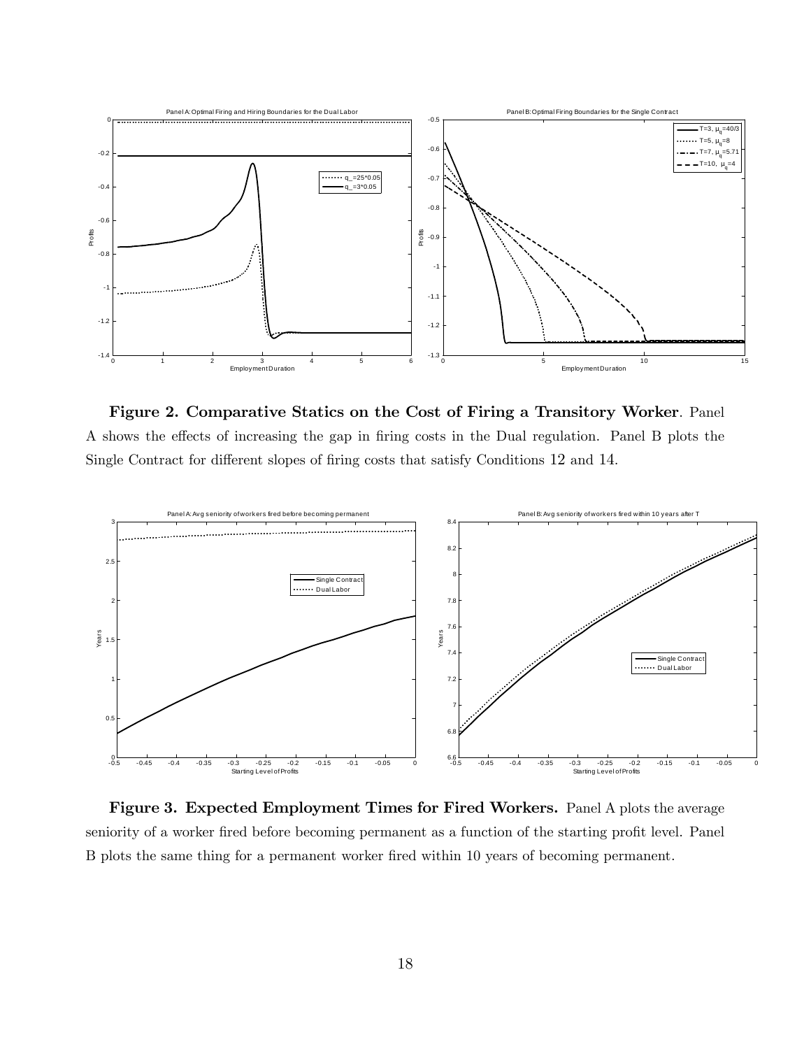**Figure 2. Comparative Statics on the Cost of Firing a Transitory Worker**. Panel A shows the effects of increasing the gap in firing costs in the Dual regulation. Panel B plots the Single Contract for different slopes of firing costs that satisfy Conditions 12 and 14.

**Figure 3. Expected Employment Times for Fired Workers.** Panel A plots the average seniority of a worker fired before becoming permanent as a function of the starting profit level. Panel B plots the same thing for a permanent worker fired within 10 years of becoming permanent.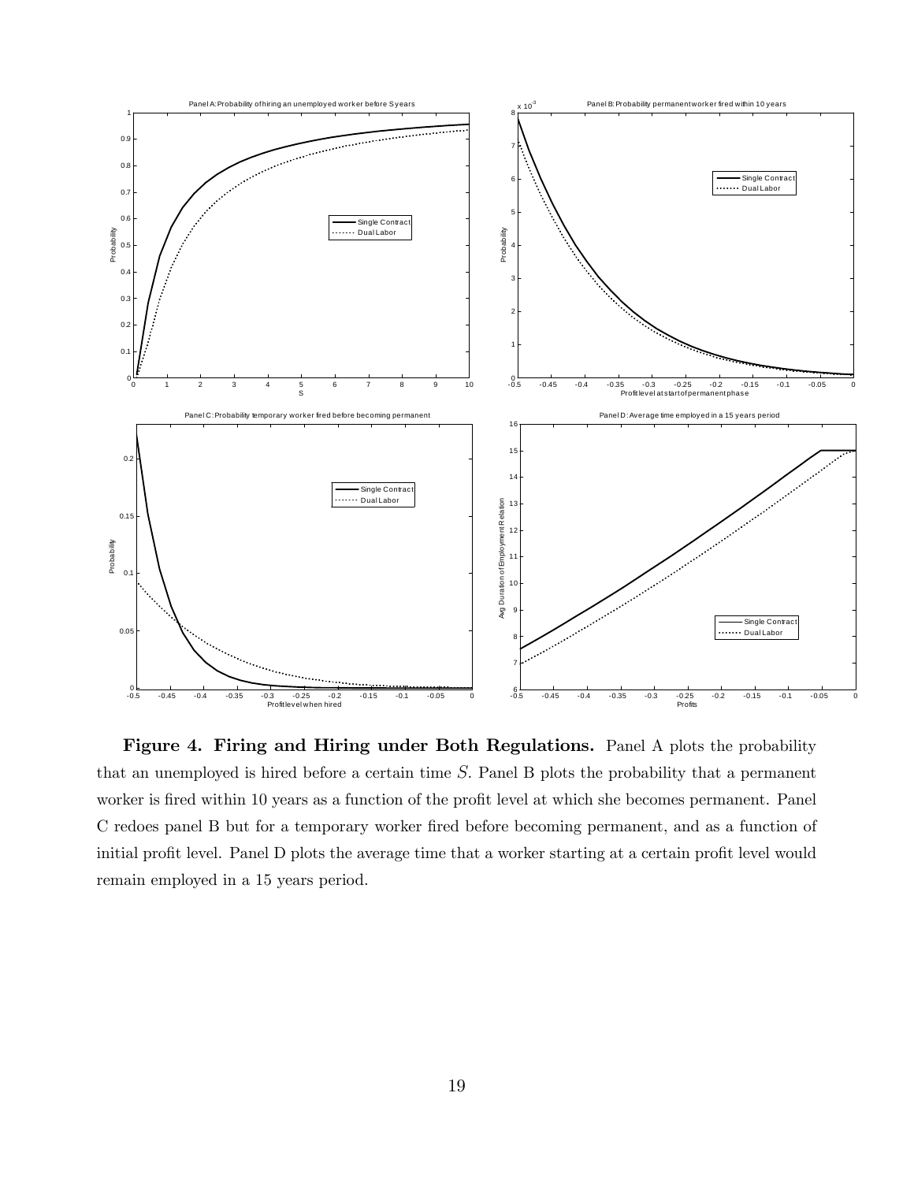**Figure 4. Firing and Hiring under Both Regulations.** Panel A plots the probability that an unemployed is hired before a certain time $S$. Panel B plots the probability that a permanent worker is fired within 10 years as a function of the profit level at which she becomes permanent. Panel C redoes panel B but for a temporary worker fired before becoming permanent, and as a function of initial profit level. Panel D plots the average time that a worker starting at a certain profit level would remain employed in a 15 years period.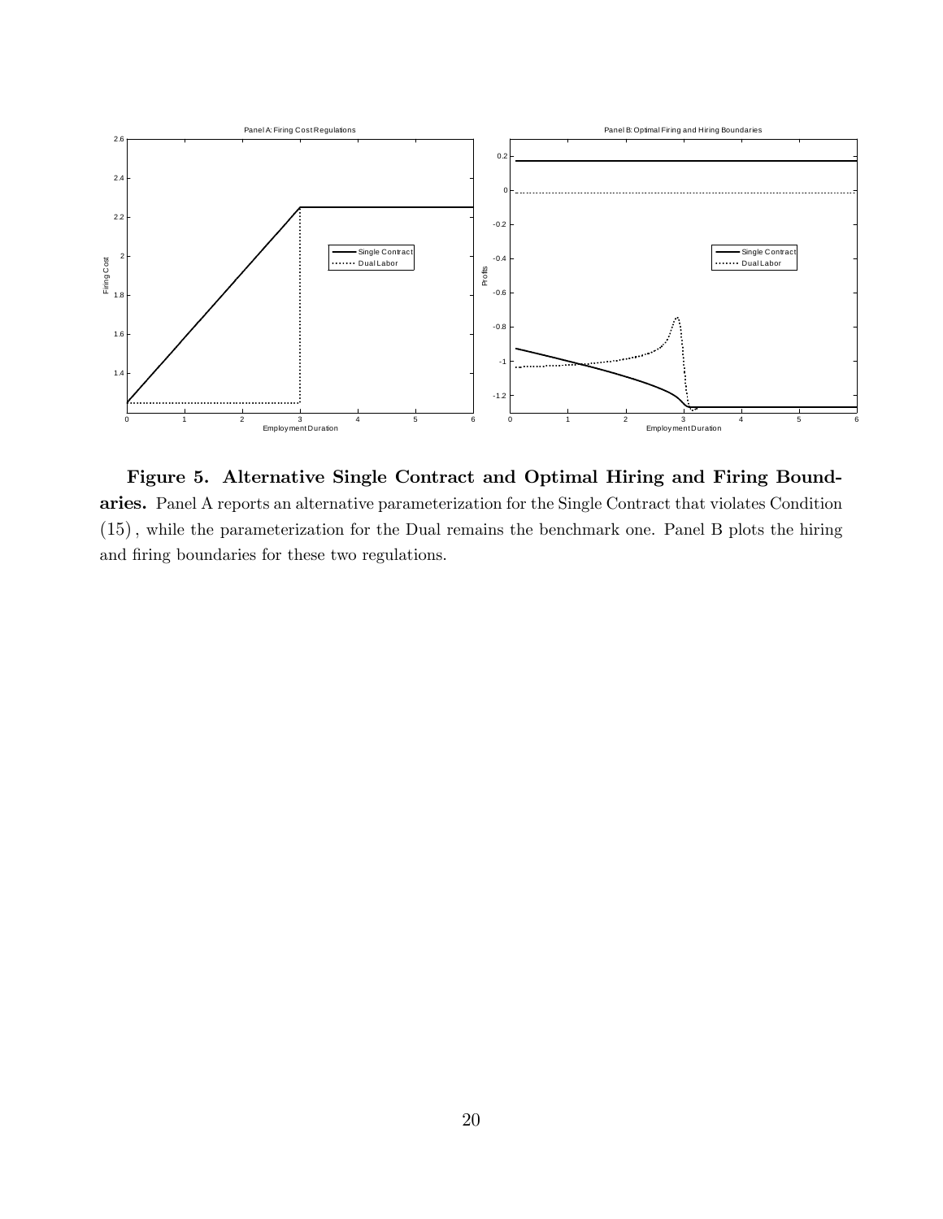**Figure 5. Alternative Single Contract and Optimal Hiring and Firing Boundaries.** Panel A reports an alternative parameterization for the Single Contract that violates Condition (15), while the parameterization for the Dual remains the benchmark one. Panel B plots the hiring and firing boundaries for these two regulations.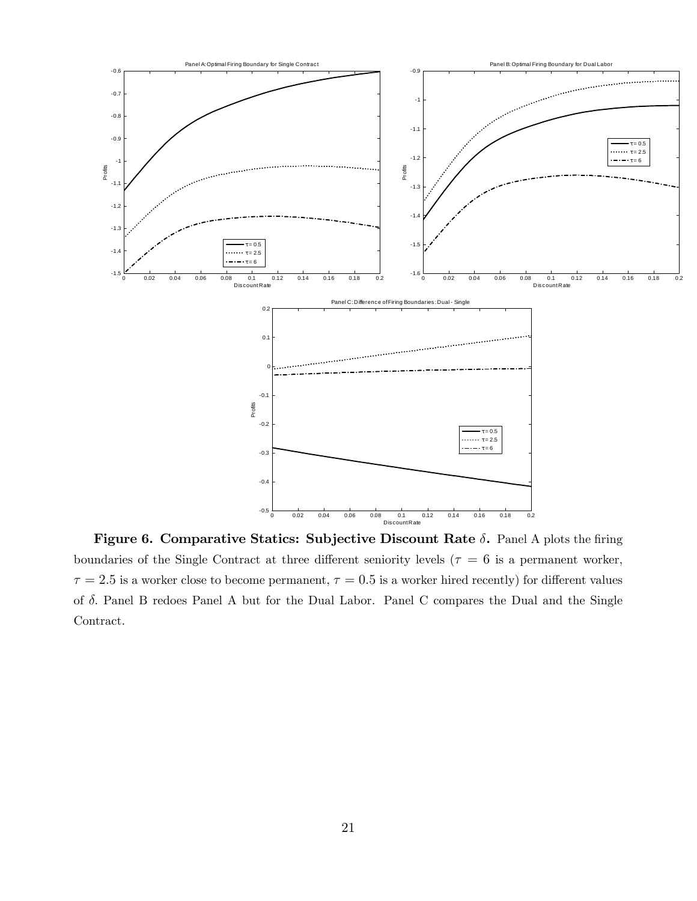**Figure 6. Comparative Statics: Subjective Discount Rate $\delta$.** Panel A plots the firing boundaries of the Single Contract at three different seniority levels ($\tau = 6$ is a permanent worker, $\tau = 2.5$ is a worker close to become permanent, $\tau = 0.5$ is a worker hired recently) for different values of $\delta$. Panel B redoes Panel A but for the Dual Labor. Panel C compares the Dual and the Single Contract.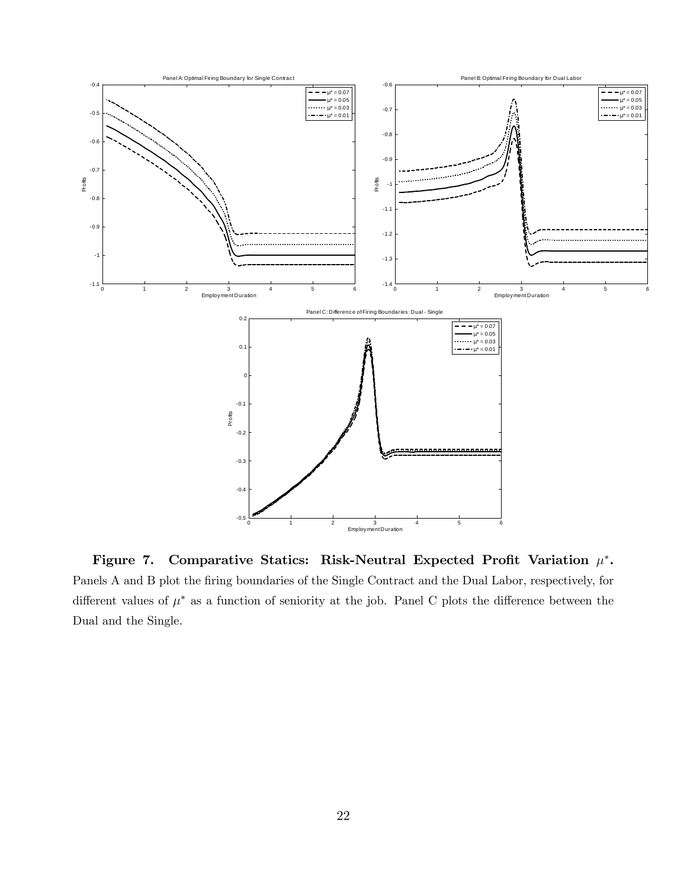**Figure 7. Comparative Statics: Risk-Neutral Expected Profit Variation $\mu^*$.** Panels A and B plot the firing boundaries of the Single Contract and the Dual Labor, respectively, for different values of $\mu^*$ as a function of seniority at the job. Panel C plots the difference between the Dual and the Single.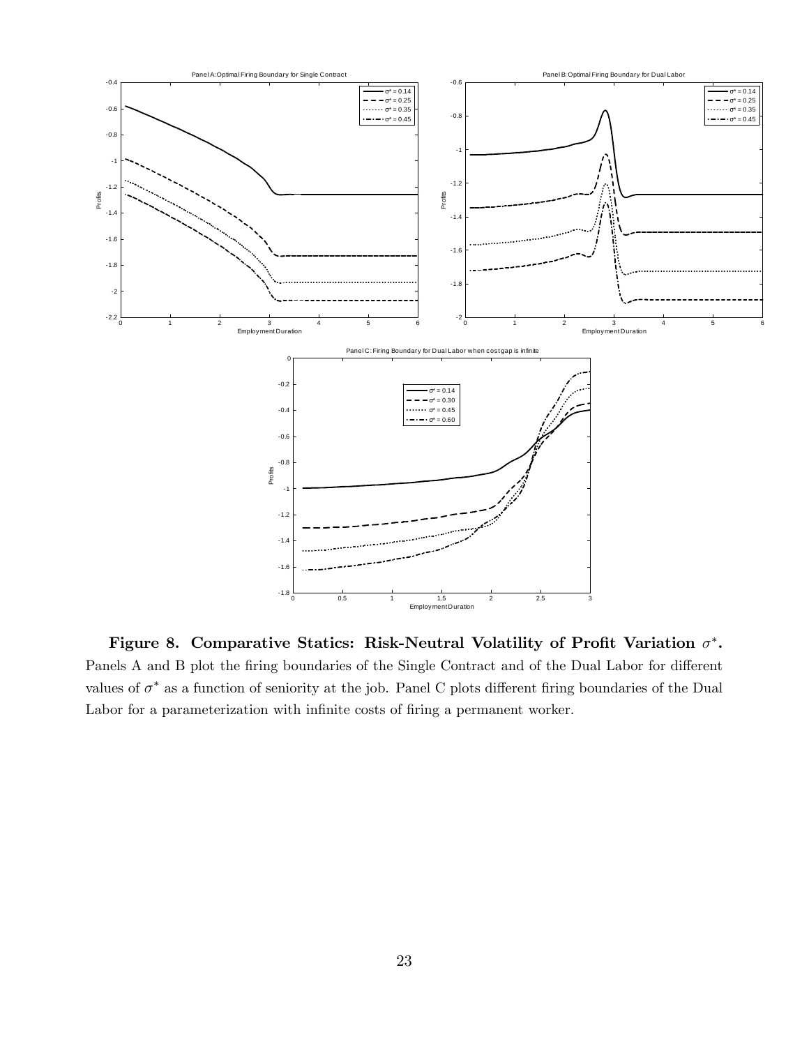**Figure 8. Comparative Statics: Risk-Neutral Volatility of Profit Variation $\sigma^*$.** Panels A and B plot the firing boundaries of the Single Contract and of the Dual Labor for different values of $\sigma^*$ as a function of seniority at the job. Panel C plots different firing boundaries of the Dual Labor for a parameterization with infinite costs of firing a permanent worker.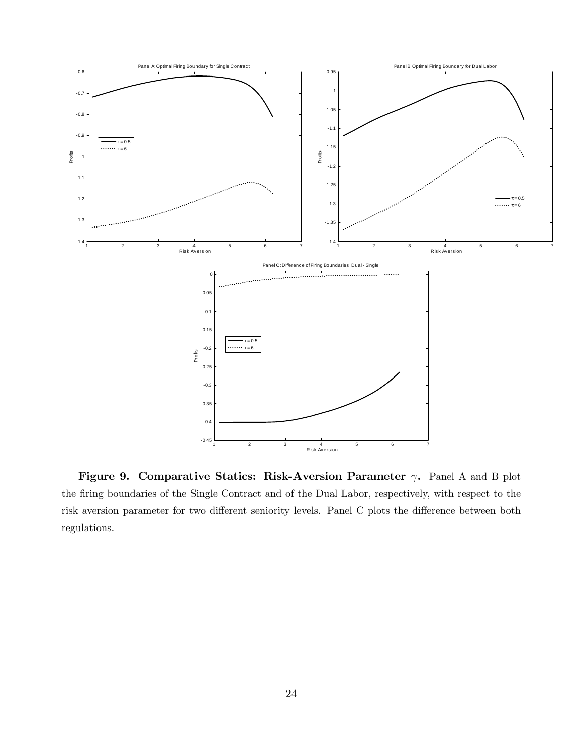**Figure 9. Comparative Statics: Risk-Aversion Parameter $\gamma$.** Panel A and B plot the firing boundaries of the Single Contract and of the Dual Labor, respectively, with respect to the risk aversion parameter for two different seniority levels. Panel C plots the difference between both regulations.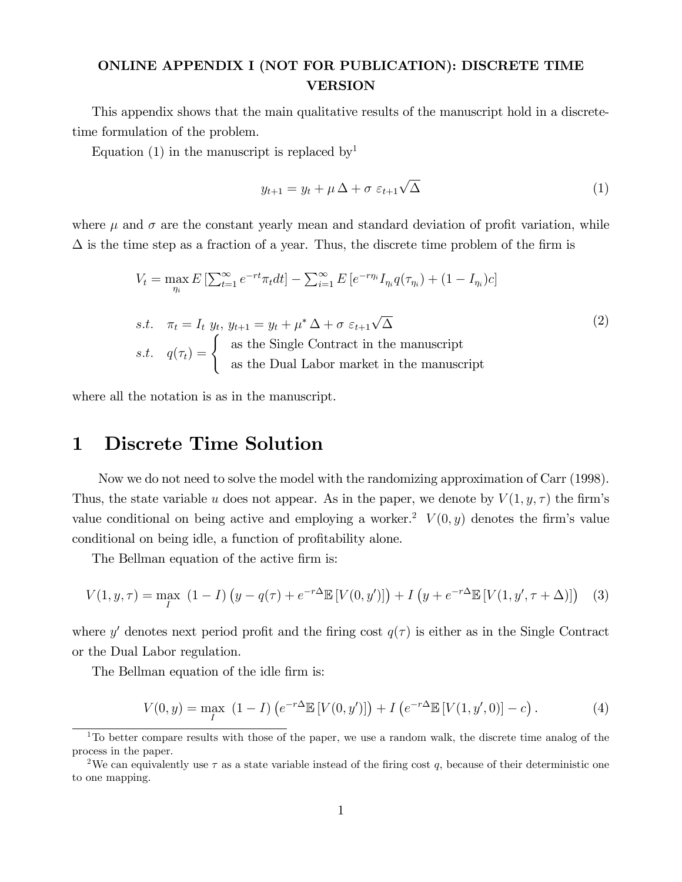**ONLINE APPENDIX I (NOT FOR PUBLICATION): DISCRETE TIME VERSION**

This appendix shows that the main qualitative results of the manuscript hold in a discrete-time formulation of the problem.

Equation (1) in the manuscript is replaced by[1]

$$y_{t+1} = y_t + \mu\,\Delta + \sigma\;\varepsilon_{t+1}\sqrt{\Delta} \tag{1}$$

where $\mu$ and $\sigma$ are the constant yearly mean and standard deviation of profit variation, while $\Delta$ is the time step as a fraction of a year. Thus, the discrete time problem of the firm is

$$\begin{aligned}
&V_t = \max_{\eta_i} E\left[\textstyle\sum_{t=1}^{\infty} e^{-rt}\pi_t dt\right] - \textstyle\sum_{i=1}^{\infty} E\left[e^{-r\eta_i} I_{\eta_i} q(\tau_{\eta_i}) + (1 - I_{\eta_i})c\right] \\
&s.t. \quad \pi_t = I_t\; y_t,\; y_{t+1} = y_t + \mu^*\,\Delta + \sigma\;\varepsilon_{t+1}\sqrt{\Delta} \\
&s.t. \quad q(\tau_t) = \begin{cases} \text{as the Single Contract in the manuscript} \\ \text{as the Dual Labor market in the manuscript} \end{cases}
\end{aligned} \tag{2}$$

where all the notation is as in the manuscript.

# 1 Discrete Time Solution

Now we do not need to solve the model with the randomizing approximation of Carr (1998). Thus, the state variable $u$ does not appear. As in the paper, we denote by $V(1, y, \tau)$ the firm's value conditional on being active and employing a worker.[2] $V(0, y)$ denotes the firm's value conditional on being idle, a function of profitability alone.

The Bellman equation of the active firm is:

$$V(1, y, \tau) = \max_I\; (1 - I)\left(y - q(\tau) + e^{-r\Delta}\mathbb{E}\left[V(0, y')\right]\right) + I\left(y + e^{-r\Delta}\mathbb{E}\left[V(1, y', \tau + \Delta)\right]\right) \tag{3}$$

where $y'$ denotes next period profit and the firing cost $q(\tau)$ is either as in the Single Contract or the Dual Labor regulation.

The Bellman equation of the idle firm is:

$$V(0, y) = \max_I\; (1 - I)\left(e^{-r\Delta}\mathbb{E}\left[V(0, y')\right]\right) + I\left(e^{-r\Delta}\mathbb{E}\left[V(1, y', 0)\right] - c\right). \tag{4}$$

---

[1] To better compare results with those of the paper, we use a random walk, the discrete time analog of the process in the paper.

[2] We can equivalently use $\tau$ as a state variable instead of the firing cost $q$, because of their deterministic one to one mapping.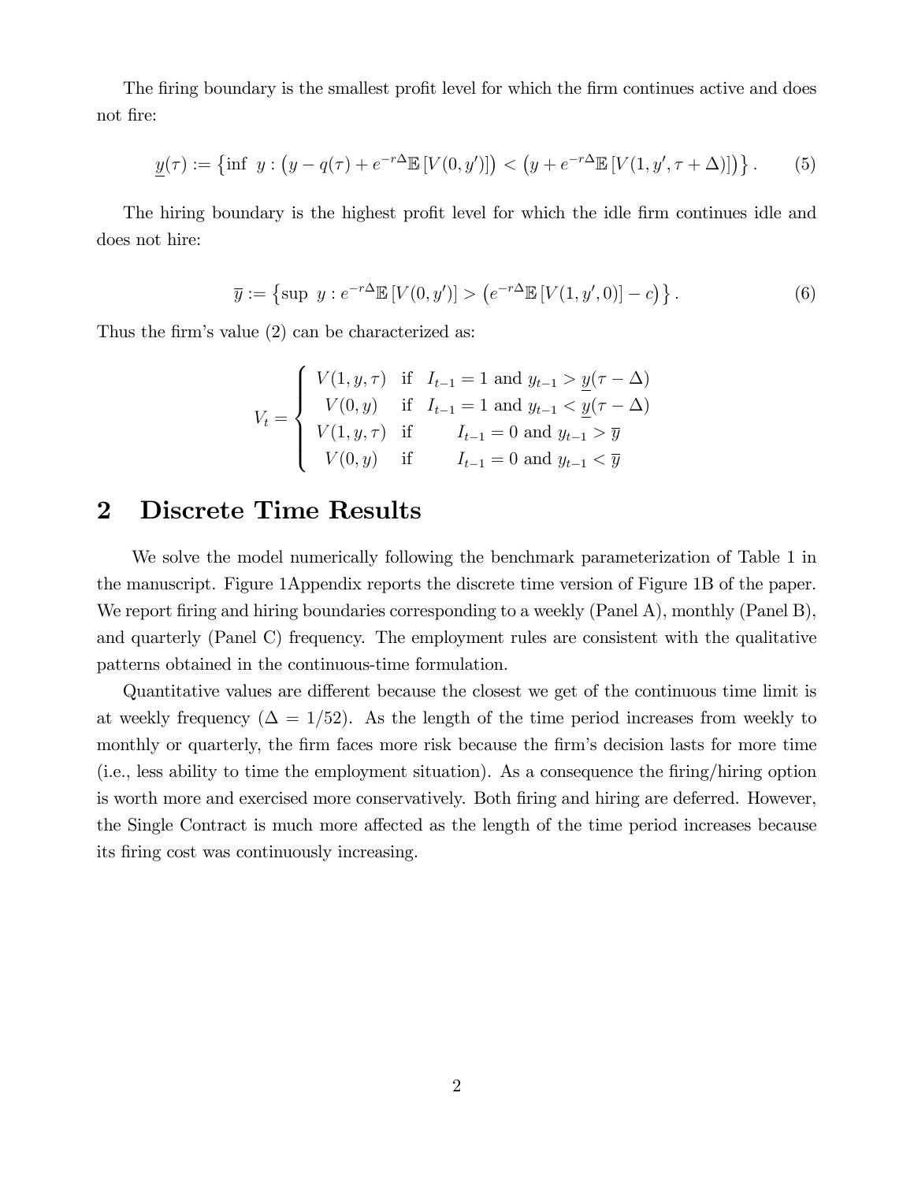The firing boundary is the smallest profit level for which the firm continues active and does not fire:

$$\underline{y}(\tau) := \left\{ \inf \; y : \left(y - q(\tau) + e^{-r\Delta}\mathbb{E}\left[V(0, y')\right]\right) < \left(y + e^{-r\Delta}\mathbb{E}\left[V(1, y', \tau + \Delta)\right]\right) \right\}. \tag{5}$$

The hiring boundary is the highest profit level for which the idle firm continues idle and does not hire:

$$\overline{y} := \left\{ \sup \; y : e^{-r\Delta}\mathbb{E}\left[V(0, y')\right] > \left(e^{-r\Delta}\mathbb{E}\left[V(1, y', 0)\right] - c\right) \right\}. \tag{6}$$

Thus the firm's value (2) can be characterized as:

$$V_t = \begin{cases} V(1, y, \tau) & \text{if} \quad I_{t-1} = 1 \text{ and } y_{t-1} > \underline{y}(\tau - \Delta) \\ V(0, y) & \text{if} \quad I_{t-1} = 1 \text{ and } y_{t-1} < \underline{y}(\tau - \Delta) \\ V(1, y, \tau) & \text{if} \qquad I_{t-1} = 0 \text{ and } y_{t-1} > \overline{y} \\ V(0, y) & \text{if} \qquad I_{t-1} = 0 \text{ and } y_{t-1} < \overline{y} \end{cases}$$

## 2 Discrete Time Results

We solve the model numerically following the benchmark parameterization of Table 1 in the manuscript. Figure 1Appendix reports the discrete time version of Figure 1B of the paper. We report firing and hiring boundaries corresponding to a weekly (Panel A), monthly (Panel B), and quarterly (Panel C) frequency. The employment rules are consistent with the qualitative patterns obtained in the continuous-time formulation.

Quantitative values are different because the closest we get of the continuous time limit is at weekly frequency ($\Delta = 1/52$). As the length of the time period increases from weekly to monthly or quarterly, the firm faces more risk because the firm's decision lasts for more time (i.e., less ability to time the employment situation). As a consequence the firing/hiring option is worth more and exercised more conservatively. Both firing and hiring are deferred. However, the Single Contract is much more affected as the length of the time period increases because its firing cost was continuously increasing.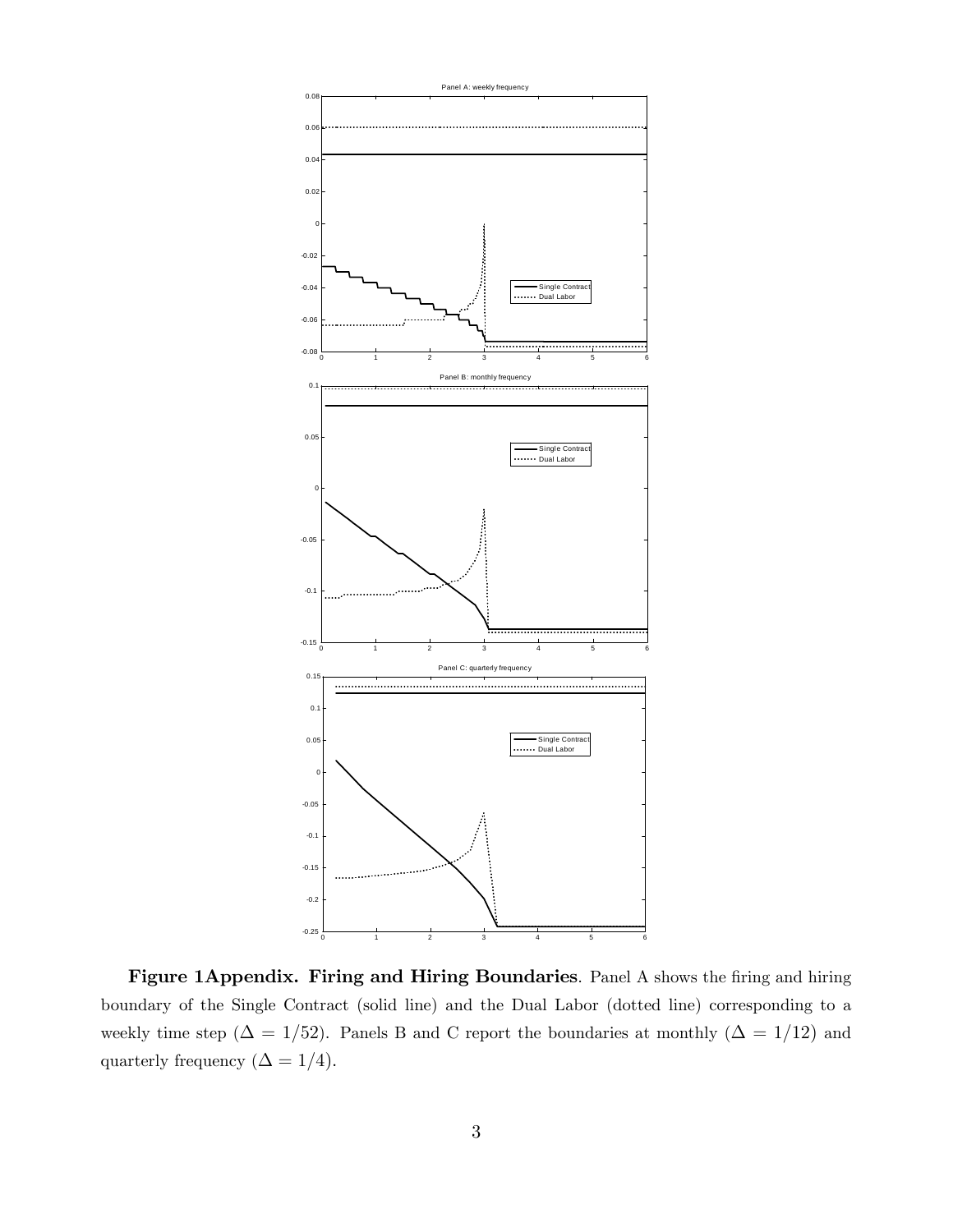**Figure 1Appendix. Firing and Hiring Boundaries**. Panel A shows the firing and hiring boundary of the Single Contract (solid line) and the Dual Labor (dotted line) corresponding to a weekly time step ($\Delta = 1/52$). Panels B and C report the boundaries at monthly ($\Delta = 1/12$) and quarterly frequency ($\Delta = 1/4$).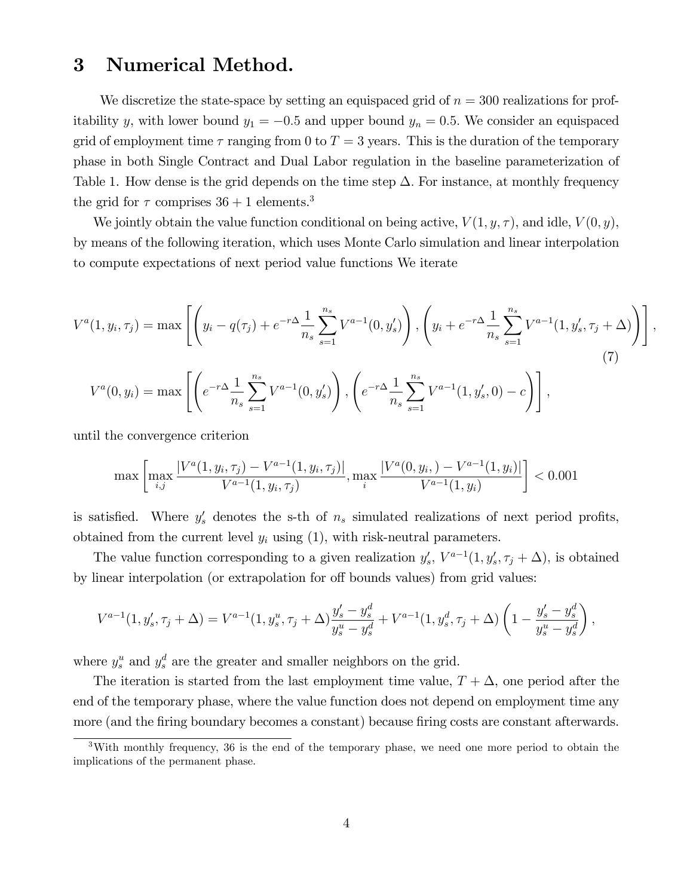# 3 Numerical Method.

We discretize the state-space by setting an equispaced grid of $n = 300$ realizations for profitability $y$, with lower bound $y_1 = -0.5$ and upper bound $y_n = 0.5$. We consider an equispaced grid of employment time $\tau$ ranging from 0 to $T = 3$ years. This is the duration of the temporary phase in both Single Contract and Dual Labor regulation in the baseline parameterization of Table 1. How dense is the grid depends on the time step $\Delta$. For instance, at monthly frequency the grid for $\tau$ comprises $36 + 1$ elements.[3]

We jointly obtain the value function conditional on being active, $V(1, y, \tau)$, and idle, $V(0, y)$, by means of the following iteration, which uses Monte Carlo simulation and linear interpolation to compute expectations of next period value functions We iterate

$$
V^a(1, y_i, \tau_j) = \max\left[\left(y_i - q(\tau_j) + e^{-r\Delta}\frac{1}{n_s}\sum_{s=1}^{n_s} V^{a-1}(0, y_s')\right), \left(y_i + e^{-r\Delta}\frac{1}{n_s}\sum_{s=1}^{n_s} V^{a-1}(1, y_s', \tau_j + \Delta)\right)\right], \tag{7}
$$

$$
V^a(0, y_i) = \max\left[\left(e^{-r\Delta}\frac{1}{n_s}\sum_{s=1}^{n_s} V^{a-1}(0, y_s')\right), \left(e^{-r\Delta}\frac{1}{n_s}\sum_{s=1}^{n_s} V^{a-1}(1, y_s', 0) - c\right)\right],
$$

until the convergence criterion

$$
\max\left[\max_{i,j}\frac{|V^a(1, y_i, \tau_j) - V^{a-1}(1, y_i, \tau_j)|}{V^{a-1}(1, y_i, \tau_j)}, \max_i \frac{|V^a(0, y_i,) - V^{a-1}(1, y_i)|}{V^{a-1}(1, y_i)}\right] < 0.001
$$

is satisfied. Where $y_s'$ denotes the s-th of $n_s$ simulated realizations of next period profits, obtained from the current level $y_i$ using (1), with risk-neutral parameters.

The value function corresponding to a given realization $y_s'$, $V^{a-1}(1, y_s', \tau_j + \Delta)$, is obtained by linear interpolation (or extrapolation for off bounds values) from grid values:

$$
V^{a-1}(1, y_s', \tau_j + \Delta) = V^{a-1}(1, y_s^u, \tau_j + \Delta)\frac{y_s' - y_s^d}{y_s^u - y_s^d} + V^{a-1}(1, y_s^d, \tau_j + \Delta)\left(1 - \frac{y_s' - y_s^d}{y_s^u - y_s^d}\right),
$$

where $y_s^u$ and $y_s^d$ are the greater and smaller neighbors on the grid.

The iteration is started from the last employment time value, $T + \Delta$, one period after the end of the temporary phase, where the value function does not depend on employment time any more (and the firing boundary becomes a constant) because firing costs are constant afterwards.

[3] With monthly frequency, 36 is the end of the temporary phase, we need one more period to obtain the implications of the permanent phase.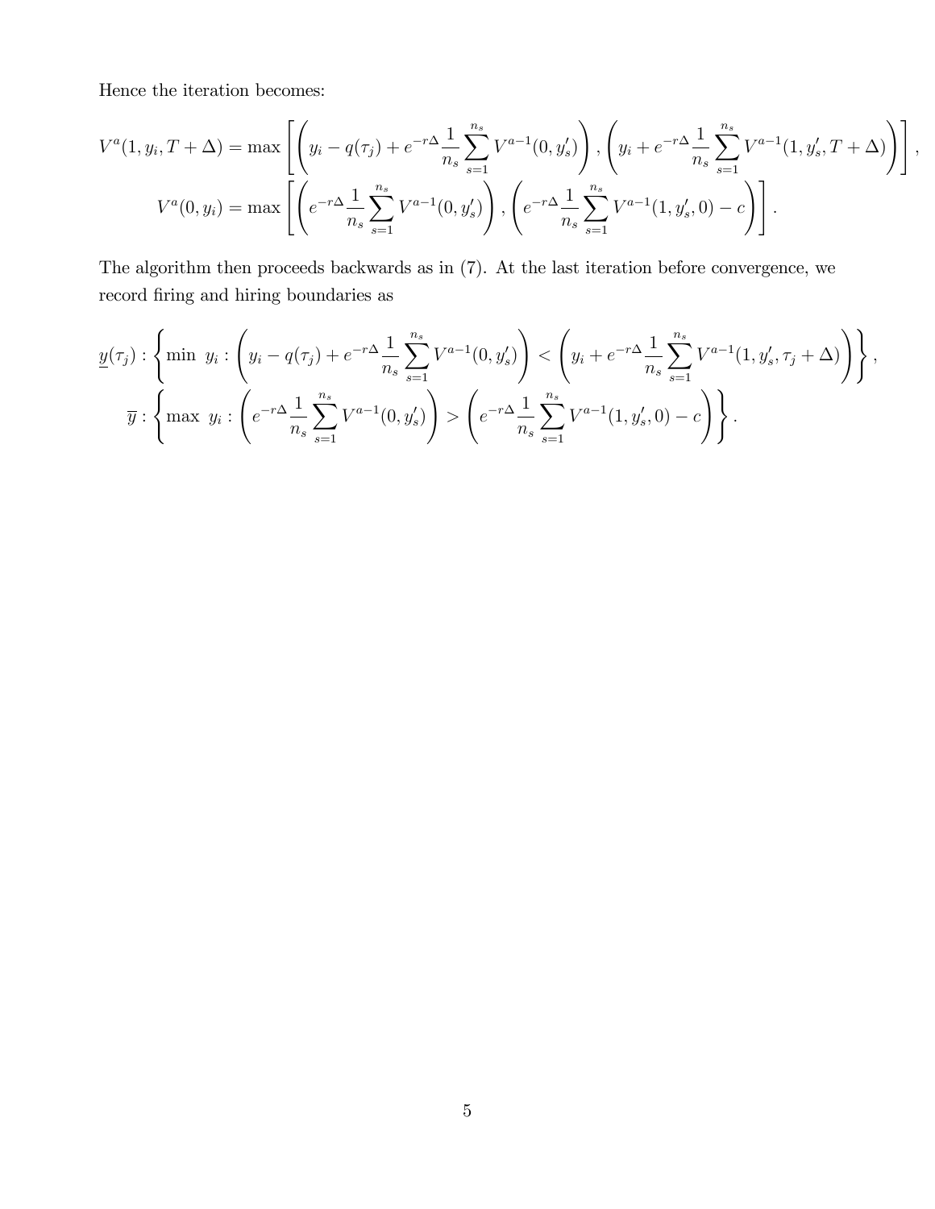Hence the iteration becomes:

$$V^a(1, y_i, T + \Delta) = \max \left[ \left( y_i - q(\tau_j) + e^{-r\Delta} \frac{1}{n_s} \sum_{s=1}^{n_s} V^{a-1}(0, y'_s) \right), \left( y_i + e^{-r\Delta} \frac{1}{n_s} \sum_{s=1}^{n_s} V^{a-1}(1, y'_s, T + \Delta) \right) \right],$$

$$V^a(0, y_i) = \max \left[ \left( e^{-r\Delta} \frac{1}{n_s} \sum_{s=1}^{n_s} V^{a-1}(0, y'_s) \right), \left( e^{-r\Delta} \frac{1}{n_s} \sum_{s=1}^{n_s} V^{a-1}(1, y'_s, 0) - c \right) \right].$$

The algorithm then proceeds backwards as in (7). At the last iteration before convergence, we record firing and hiring boundaries as

$$\underline{y}(\tau_j) : \left\{ \min \ y_i : \left( y_i - q(\tau_j) + e^{-r\Delta} \frac{1}{n_s} \sum_{s=1}^{n_s} V^{a-1}(0, y'_s) \right) < \left( y_i + e^{-r\Delta} \frac{1}{n_s} \sum_{s=1}^{n_s} V^{a-1}(1, y'_s, \tau_j + \Delta) \right) \right\},$$

$$\overline{y} : \left\{ \max \ y_i : \left( e^{-r\Delta} \frac{1}{n_s} \sum_{s=1}^{n_s} V^{a-1}(0, y'_s) \right) > \left( e^{-r\Delta} \frac{1}{n_s} \sum_{s=1}^{n_s} V^{a-1}(1, y'_s, 0) - c \right) \right\}.$$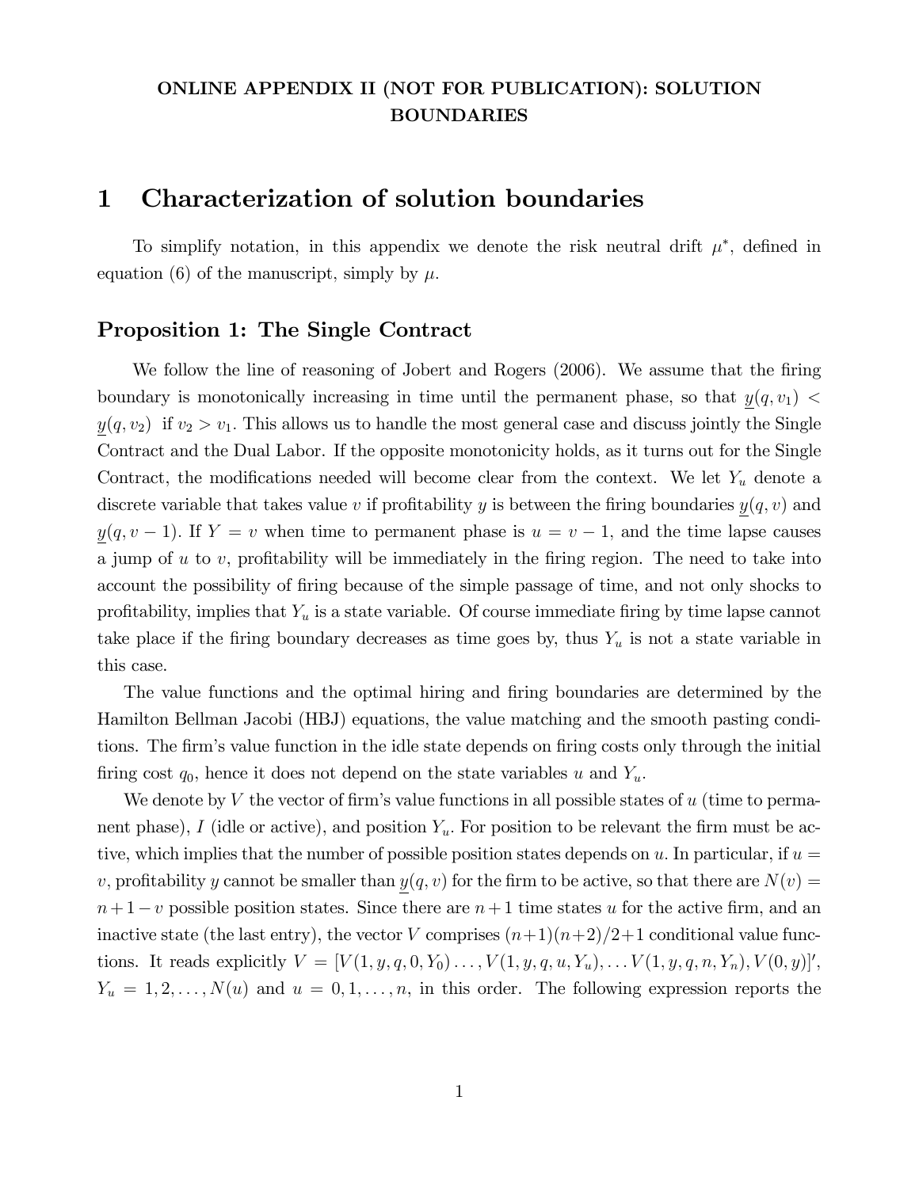**ONLINE APPENDIX II (NOT FOR PUBLICATION): SOLUTION BOUNDARIES**

# 1 Characterization of solution boundaries

To simplify notation, in this appendix we denote the risk neutral drift $\mu^*$, defined in equation (6) of the manuscript, simply by $\mu$.

## Proposition 1: The Single Contract

We follow the line of reasoning of Jobert and Rogers (2006). We assume that the firing boundary is monotonically increasing in time until the permanent phase, so that $\underline{y}(q, v_1) < \underline{y}(q, v_2)$ if $v_2 > v_1$. This allows us to handle the most general case and discuss jointly the Single Contract and the Dual Labor. If the opposite monotonicity holds, as it turns out for the Single Contract, the modifications needed will become clear from the context. We let $Y_u$ denote a discrete variable that takes value $v$ if profitability $y$ is between the firing boundaries $\underline{y}(q, v)$ and $\underline{y}(q, v-1)$. If $Y = v$ when time to permanent phase is $u = v - 1$, and the time lapse causes a jump of $u$ to $v$, profitability will be immediately in the firing region. The need to take into account the possibility of firing because of the simple passage of time, and not only shocks to profitability, implies that $Y_u$ is a state variable. Of course immediate firing by time lapse cannot take place if the firing boundary decreases as time goes by, thus $Y_u$ is not a state variable in this case.

The value functions and the optimal hiring and firing boundaries are determined by the Hamilton Bellman Jacobi (HBJ) equations, the value matching and the smooth pasting conditions. The firm's value function in the idle state depends on firing costs only through the initial firing cost $q_0$, hence it does not depend on the state variables $u$ and $Y_u$.

We denote by $V$ the vector of firm's value functions in all possible states of $u$ (time to permanent phase), $I$ (idle or active), and position $Y_u$. For position to be relevant the firm must be active, which implies that the number of possible position states depends on $u$. In particular, if $u = v$, profitability $y$ cannot be smaller than $\underline{y}(q, v)$ for the firm to be active, so that there are $N(v) = n + 1 - v$ possible position states. Since there are $n + 1$ time states $u$ for the active firm, and an inactive state (the last entry), the vector $V$ comprises $(n+1)(n+2)/2+1$ conditional value functions. It reads explicitly $V = [V(1, y, q, 0, Y_0) \ldots, V(1, y, q, u, Y_u), \ldots V(1, y, q, n, Y_n), V(0, y)]'$, $Y_u = 1, 2, \ldots, N(u)$ and $u = 0, 1, \ldots, n$, in this order. The following expression reports the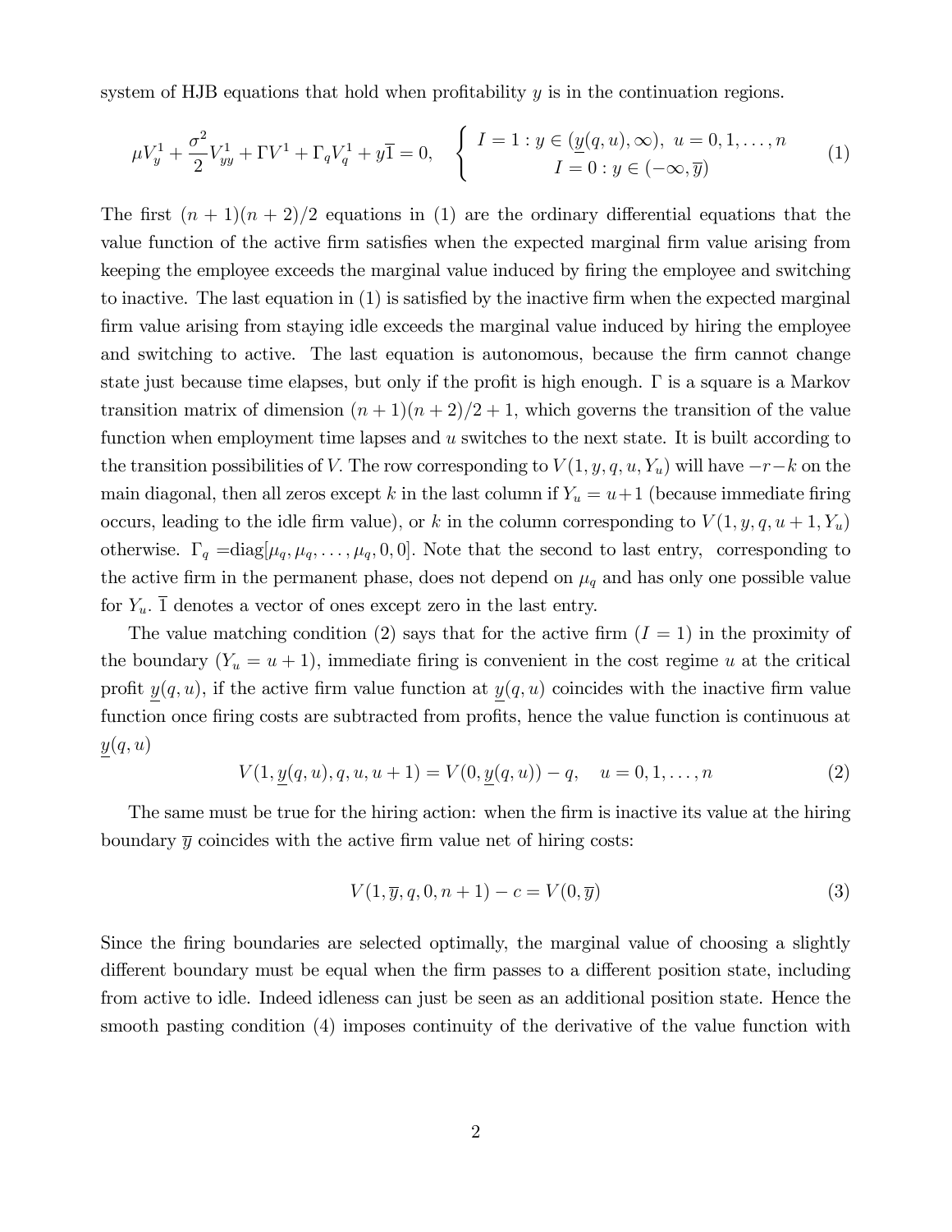system of HJB equations that hold when profitability $y$ is in the continuation regions.

$$\mu V_y^1 + \frac{\sigma^2}{2} V_{yy}^1 + \Gamma V^1 + \Gamma_q V_q^1 + y\overline{1} = 0, \quad \begin{cases} I = 1 : y \in (\underline{y}(q,u), \infty), \; u = 0, 1, \ldots, n \\ I = 0 : y \in (-\infty, \overline{y}) \end{cases} \tag{1}$$

The first $(n+1)(n+2)/2$ equations in (1) are the ordinary differential equations that the value function of the active firm satisfies when the expected marginal firm value arising from keeping the employee exceeds the marginal value induced by firing the employee and switching to inactive. The last equation in (1) is satisfied by the inactive firm when the expected marginal firm value arising from staying idle exceeds the marginal value induced by hiring the employee and switching to active. The last equation is autonomous, because the firm cannot change state just because time elapses, but only if the profit is high enough. $\Gamma$ is a square is a Markov transition matrix of dimension $(n+1)(n+2)/2+1$, which governs the transition of the value function when employment time lapses and $u$ switches to the next state. It is built according to the transition possibilities of $V$. The row corresponding to $V(1, y, q, u, Y_u)$ will have $-r-k$ on the main diagonal, then all zeros except $k$ in the last column if $Y_u = u+1$ (because immediate firing occurs, leading to the idle firm value), or $k$ in the column corresponding to $V(1, y, q, u+1, Y_u)$ otherwise. $\Gamma_q = \text{diag}[\mu_q, \mu_q, \ldots, \mu_q, 0, 0]$. Note that the second to last entry, corresponding to the active firm in the permanent phase, does not depend on $\mu_q$ and has only one possible value for $Y_u$. $\overline{1}$ denotes a vector of ones except zero in the last entry.

The value matching condition (2) says that for the active firm ($I = 1$) in the proximity of the boundary ($Y_u = u+1$), immediate firing is convenient in the cost regime $u$ at the critical profit $\underline{y}(q,u)$, if the active firm value function at $\underline{y}(q,u)$ coincides with the inactive firm value function once firing costs are subtracted from profits, hence the value function is continuous at $\underline{y}(q,u)$

$$V(1, \underline{y}(q,u), q, u, u+1) = V(0, \underline{y}(q,u)) - q, \quad u = 0, 1, \ldots, n \tag{2}$$

The same must be true for the hiring action: when the firm is inactive its value at the hiring boundary $\overline{y}$ coincides with the active firm value net of hiring costs:

$$V(1, \overline{y}, q, 0, n+1) - c = V(0, \overline{y}) \tag{3}$$

Since the firing boundaries are selected optimally, the marginal value of choosing a slightly different boundary must be equal when the firm passes to a different position state, including from active to idle. Indeed idleness can just be seen as an additional position state. Hence the smooth pasting condition (4) imposes continuity of the derivative of the value function with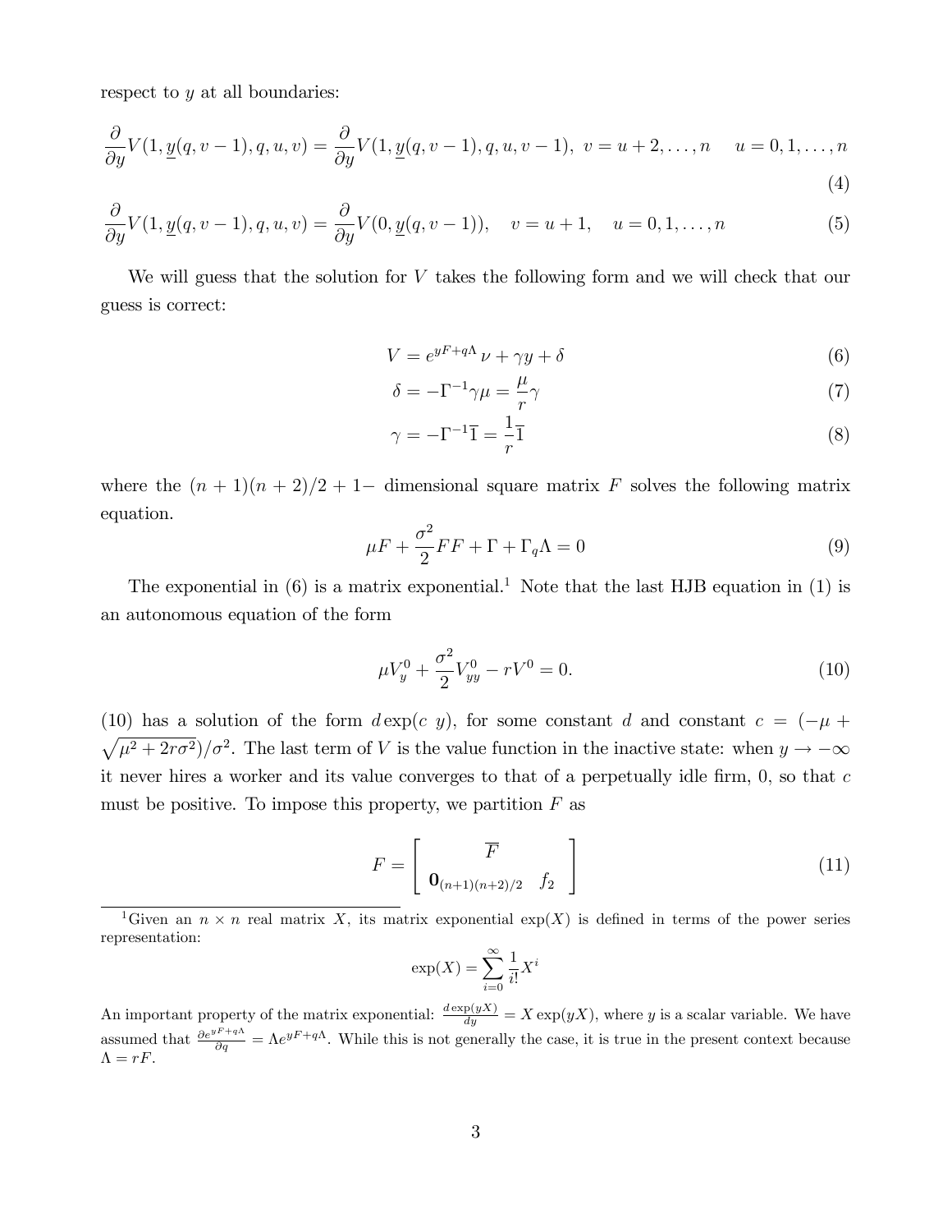respect to $y$ at all boundaries:

$$\frac{\partial}{\partial y} V(1, \underline{y}(q, v-1), q, u, v) = \frac{\partial}{\partial y} V(1, \underline{y}(q, v-1), q, u, v-1),\ v = u+2, \ldots, n \quad u = 0, 1, \ldots, n \tag{4}$$

$$\frac{\partial}{\partial y} V(1, \underline{y}(q, v-1), q, u, v) = \frac{\partial}{\partial y} V(0, \underline{y}(q, v-1)), \quad v = u+1, \quad u = 0, 1, \ldots, n \tag{5}$$

We will guess that the solution for $V$ takes the following form and we will check that our guess is correct:

$$V = e^{yF + q\Lambda}\,\nu + \gamma y + \delta \tag{6}$$

$$\delta = -\Gamma^{-1}\gamma\mu = \frac{\mu}{r}\gamma \tag{7}$$

$$\gamma = -\Gamma^{-1}\overline{1} = \frac{1}{r}\overline{1} \tag{8}$$

where the $(n+1)(n+2)/2 + 1-$ dimensional square matrix $F$ solves the following matrix equation.

$$\mu F + \frac{\sigma^2}{2} FF + \Gamma + \Gamma_q \Lambda = 0 \tag{9}$$

The exponential in (6) is a matrix exponential.[1] Note that the last HJB equation in (1) is an autonomous equation of the form

$$\mu V_y^0 + \frac{\sigma^2}{2} V_{yy}^0 - rV^0 = 0. \tag{10}$$

(10) has a solution of the form $d \exp(c\ y)$, for some constant $d$ and constant $c = (-\mu + \sqrt{\mu^2 + 2r\sigma^2})/\sigma^2$. The last term of $V$ is the value function in the inactive state: when $y \to -\infty$ it never hires a worker and its value converges to that of a perpetually idle firm, 0, so that $c$ must be positive. To impose this property, we partition $F$ as

$$F = \begin{bmatrix} \overline{F} \\ \mathbf{0}_{(n+1)(n+2)/2} \quad f_2 \end{bmatrix} \tag{11}$$

[1] Given an $n \times n$ real matrix $X$, its matrix exponential $\exp(X)$ is defined in terms of the power series representation:

$$\exp(X) = \sum_{i=0}^{\infty} \frac{1}{i!} X^i$$

An important property of the matrix exponential: $\frac{d \exp(yX)}{dy} = X \exp(yX)$, where $y$ is a scalar variable. We have assumed that $\frac{\partial e^{yF+q\Lambda}}{\partial q} = \Lambda e^{yF+q\Lambda}$. While this is not generally the case, it is true in the present context because $\Lambda = rF$.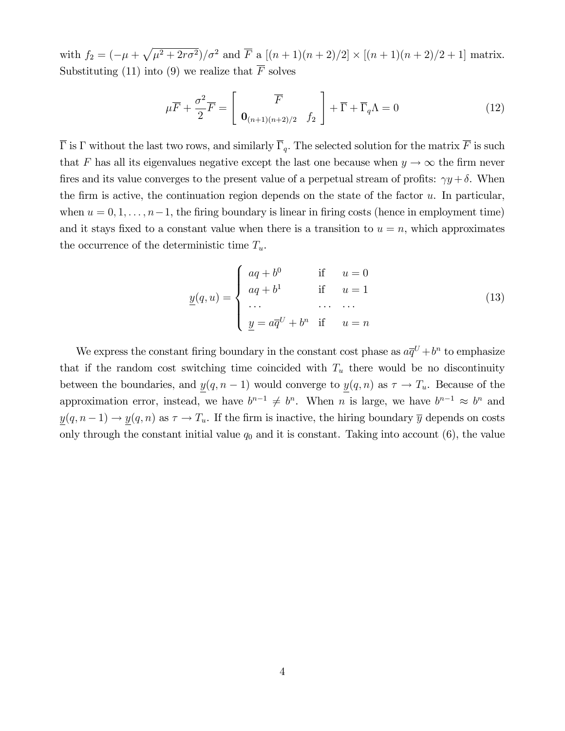with $f_2 = (-\mu + \sqrt{\mu^2 + 2r\sigma^2})/\sigma^2$ and $\overline{F}$ a $[(n+1)(n+2)/2] \times [(n+1)(n+2)/2 + 1]$ matrix. Substituting (11) into (9) we realize that $\overline{F}$ solves

$$\mu \overline{F} + \frac{\sigma^2}{2}\overline{F} = \left[ \begin{array}{cc} & \overline{F} \\ \mathbf{0}_{(n+1)(n+2)/2} & f_2 \end{array} \right] + \overline{\Gamma} + \overline{\Gamma}_q \Lambda = 0 \tag{12}$$

$\overline{\Gamma}$ is $\Gamma$ without the last two rows, and similarly $\overline{\Gamma}_q$. The selected solution for the matrix $\overline{F}$ is such that $F$ has all its eigenvalues negative except the last one because when $y \to \infty$ the firm never fires and its value converges to the present value of a perpetual stream of profits: $\gamma y + \delta$. When the firm is active, the continuation region depends on the state of the factor $u$. In particular, when $u = 0, 1, \ldots, n-1$, the firing boundary is linear in firing costs (hence in employment time) and it stays fixed to a constant value when there is a transition to $u = n$, which approximates the occurrence of the deterministic time $T_u$.

$$\underline{y}(q, u) = \begin{cases} aq + b^0 & \text{if} \quad u = 0 \\ aq + b^1 & \text{if} \quad u = 1 \\ \cdots & \cdots \quad \cdots \\ \underline{y} = a\overline{q}^U + b^n & \text{if} \quad u = n \end{cases} \tag{13}$$

We express the constant firing boundary in the constant cost phase as $a\overline{q}^U + b^n$ to emphasize that if the random cost switching time coincided with $T_u$ there would be no discontinuity between the boundaries, and $\underline{y}(q, n-1)$ would converge to $\underline{y}(q, n)$ as $\tau \to T_u$. Because of the approximation error, instead, we have $b^{n-1} \neq b^n$. When $n$ is large, we have $b^{n-1} \approx b^n$ and $\underline{y}(q, n-1) \to \underline{y}(q, n)$ as $\tau \to T_u$. If the firm is inactive, the hiring boundary $\overline{y}$ depends on costs only through the constant initial value $q_0$ and it is constant. Taking into account (6), the value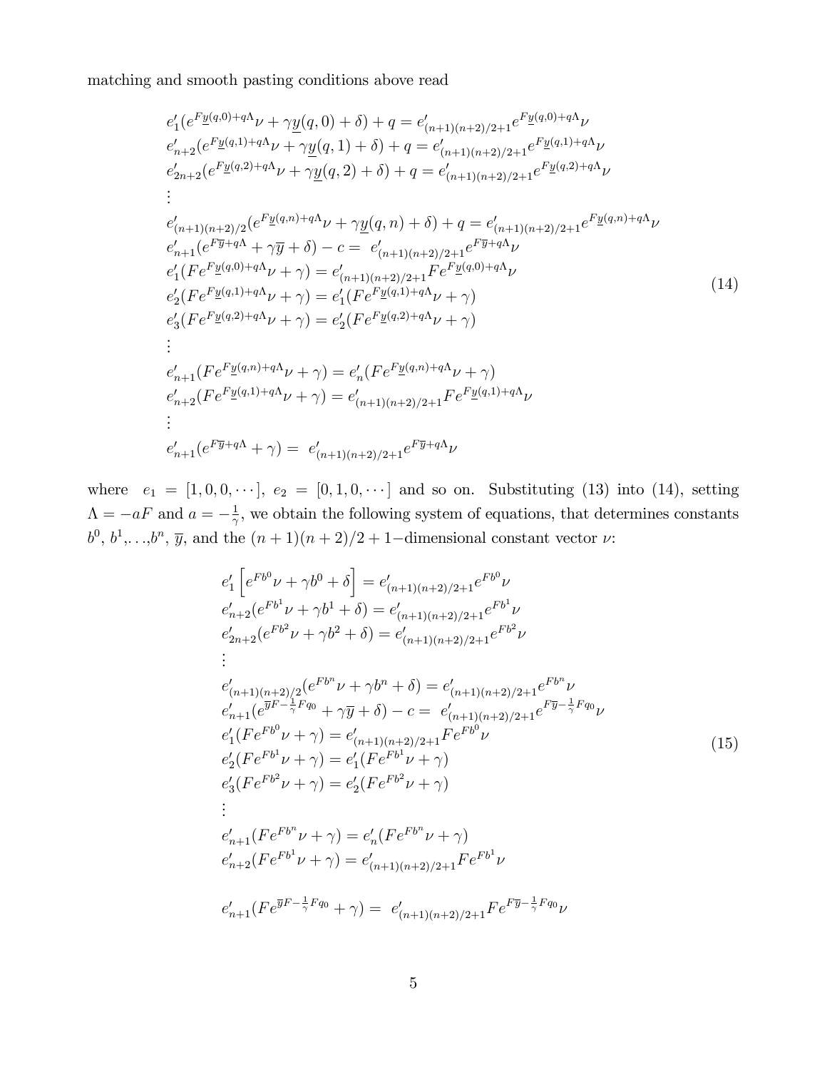matching and smooth pasting conditions above read

$$
\begin{aligned}
&e_1'(e^{F\underline{y}(q,0)+q\Lambda}\nu + \gamma \underline{y}(q,0) + \delta) + q = e_{(n+1)(n+2)/2+1}' e^{F\underline{y}(q,0)+q\Lambda}\nu \\
&e_{n+2}'(e^{F\underline{y}(q,1)+q\Lambda}\nu + \gamma \underline{y}(q,1) + \delta) + q = e_{(n+1)(n+2)/2+1}' e^{F\underline{y}(q,1)+q\Lambda}\nu \\
&e_{2n+2}'(e^{F\underline{y}(q,2)+q\Lambda}\nu + \gamma \underline{y}(q,2) + \delta) + q = e_{(n+1)(n+2)/2+1}' e^{F\underline{y}(q,2)+q\Lambda}\nu \\
&\vdots \\
&e_{(n+1)(n+2)/2}'(e^{F\underline{y}(q,n)+q\Lambda}\nu + \gamma \underline{y}(q,n) + \delta) + q = e_{(n+1)(n+2)/2+1}' e^{F\underline{y}(q,n)+q\Lambda}\nu \\
&e_{n+1}'(e^{F\overline{y}+q\Lambda} + \gamma \overline{y} + \delta) - c = \ e_{(n+1)(n+2)/2+1}' e^{F\overline{y}+q\Lambda}\nu \\
&e_1'(Fe^{F\underline{y}(q,0)+q\Lambda}\nu + \gamma) = e_{(n+1)(n+2)/2+1}' Fe^{F\underline{y}(q,0)+q\Lambda}\nu \\
&e_2'(Fe^{F\underline{y}(q,1)+q\Lambda}\nu + \gamma) = e_1'(Fe^{F\underline{y}(q,1)+q\Lambda}\nu + \gamma) \\
&e_3'(Fe^{F\underline{y}(q,2)+q\Lambda}\nu + \gamma) = e_2'(Fe^{F\underline{y}(q,2)+q\Lambda}\nu + \gamma) \\
&\vdots \\
&e_{n+1}'(Fe^{F\underline{y}(q,n)+q\Lambda}\nu + \gamma) = e_n'(Fe^{F\underline{y}(q,n)+q\Lambda}\nu + \gamma) \\
&e_{n+2}'(Fe^{F\underline{y}(q,1)+q\Lambda}\nu + \gamma) = e_{(n+1)(n+2)/2+1}' Fe^{F\underline{y}(q,1)+q\Lambda}\nu \\
&\vdots \\
&e_{n+1}'(e^{F\overline{y}+q\Lambda} + \gamma) = \ e_{(n+1)(n+2)/2+1}' e^{F\overline{y}+q\Lambda}\nu
\end{aligned}
\tag{14}
$$

where $e_1 = [1, 0, 0, \cdots]$, $e_2 = [0, 1, 0, \cdots]$ and so on. Substituting (13) into (14), setting $\Lambda = -aF$ and $a = -\frac{1}{\gamma}$, we obtain the following system of equations, that determines constants $b^0$, $b^1$,...,$b^n$, $\overline{y}$, and the $(n+1)(n+2)/2+1-$dimensional constant vector $\nu$:

$$
\begin{aligned}
&e_1'\left[e^{Fb^0}\nu + \gamma b^0 + \delta\right] = e_{(n+1)(n+2)/2+1}' e^{Fb^0}\nu \\
&e_{n+2}'(e^{Fb^1}\nu + \gamma b^1 + \delta) = e_{(n+1)(n+2)/2+1}' e^{Fb^1}\nu \\
&e_{2n+2}'(e^{Fb^2}\nu + \gamma b^2 + \delta) = e_{(n+1)(n+2)/2+1}' e^{Fb^2}\nu \\
&\vdots \\
&e_{(n+1)(n+2)/2}'(e^{Fb^n}\nu + \gamma b^n + \delta) = e_{(n+1)(n+2)/2+1}' e^{Fb^n}\nu \\
&e_{n+1}'(e^{\overline{y}F - \frac{1}{\gamma}Fq_0} + \gamma \overline{y} + \delta) - c = \ e_{(n+1)(n+2)/2+1}' e^{F\overline{y} - \frac{1}{\gamma}Fq_0}\nu \\
&e_1'(Fe^{Fb^0}\nu + \gamma) = e_{(n+1)(n+2)/2+1}' Fe^{Fb^0}\nu \\
&e_2'(Fe^{Fb^1}\nu + \gamma) = e_1'(Fe^{Fb^1}\nu + \gamma) \\
&e_3'(Fe^{Fb^2}\nu + \gamma) = e_2'(Fe^{Fb^2}\nu + \gamma) \\
&\vdots \\
&e_{n+1}'(Fe^{Fb^n}\nu + \gamma) = e_n'(Fe^{Fb^n}\nu + \gamma) \\
&e_{n+2}'(Fe^{Fb^1}\nu + \gamma) = e_{(n+1)(n+2)/2+1}' Fe^{Fb^1}\nu \\
&\\
&e_{n+1}'(Fe^{\overline{y}F - \frac{1}{\gamma}Fq_0} + \gamma) = \ e_{(n+1)(n+2)/2+1}' Fe^{F\overline{y} - \frac{1}{\gamma}Fq_0}\nu
\end{aligned}
\tag{15}
$$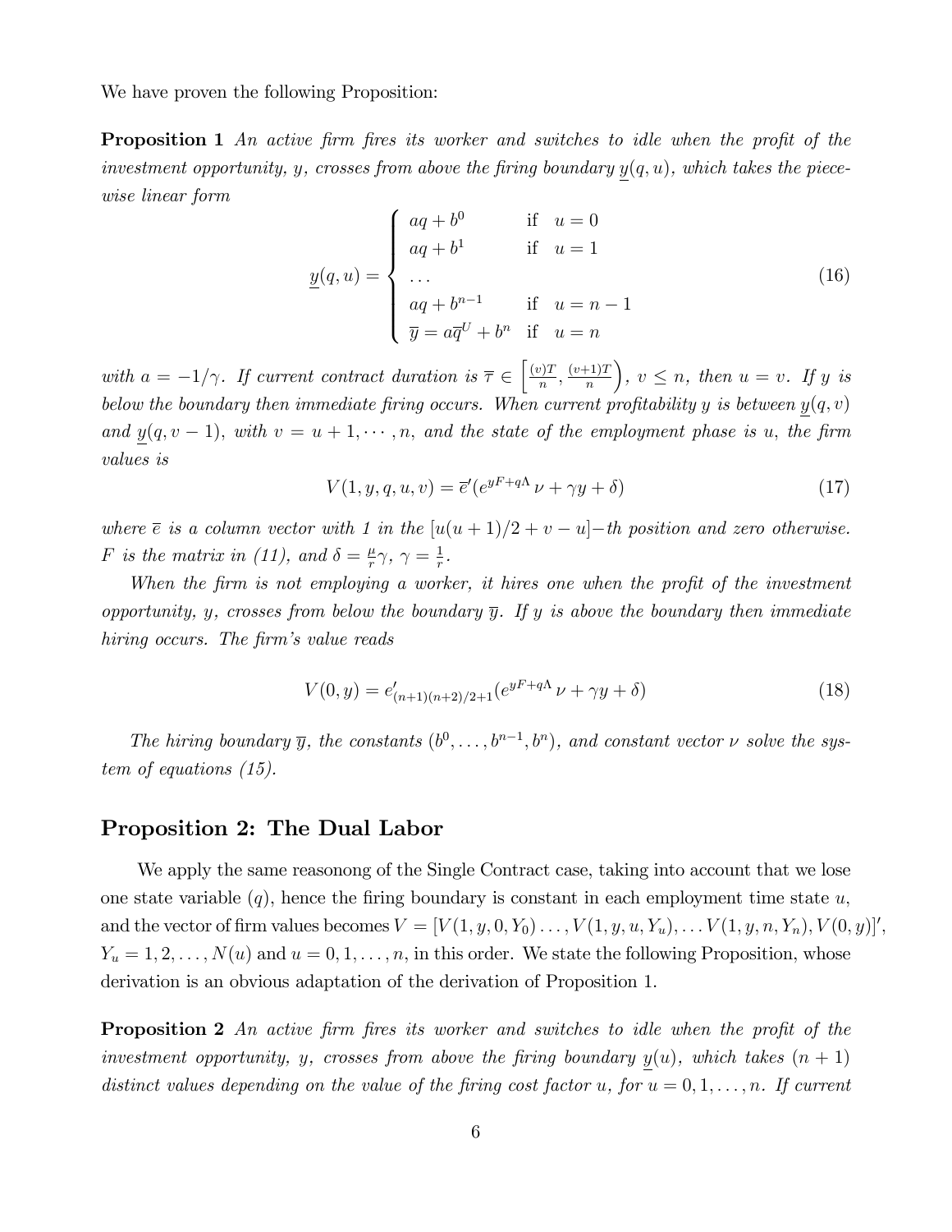We have proven the following Proposition:

**Proposition 1** *An active firm fires its worker and switches to idle when the profit of the investment opportunity, $y$, crosses from above the firing boundary $\underline{y}(q,u)$, which takes the piece-wise linear form*

$$
\underline{y}(q,u) = \begin{cases} aq + b^0 & \text{if} \quad u = 0 \\ aq + b^1 & \text{if} \quad u = 1 \\ \dots & \\ aq + b^{n-1} & \text{if} \quad u = n-1 \\ \overline{y} = a\overline{q}^U + b^n & \text{if} \quad u = n \end{cases} \tag{16}
$$

*with $a = -1/\gamma$. If current contract duration is $\overline{\tau} \in \left[\frac{(v)T}{n}, \frac{(v+1)T}{n}\right)$, $v \leq n$, then $u = v$. If $y$ is below the boundary then immediate firing occurs. When current profitability $y$ is between $\underline{y}(q,v)$ and $\underline{y}(q,v-1)$, with $v = u+1, \cdots, n$, and the state of the employment phase is $u$, the firm values is*

$$
V(1,y,q,u,v) = \overline{e}'(e^{yF+q\Lambda}\,\nu + \gamma y + \delta) \tag{17}
$$

*where $\overline{e}$ is a column vector with 1 in the $[u(u+1)/2 + v - u]-th$ position and zero otherwise. $F$ is the matrix in (11), and $\delta = \frac{\mu}{r}\gamma$, $\gamma = \frac{1}{r}$.*

*When the firm is not employing a worker, it hires one when the profit of the investment opportunity, $y$, crosses from below the boundary $\overline{y}$. If $y$ is above the boundary then immediate hiring occurs. The firm's value reads*

$$
V(0,y) = e'_{(n+1)(n+2)/2+1}(e^{yF+q\Lambda}\,\nu + \gamma y + \delta) \tag{18}
$$

*The hiring boundary $\overline{y}$, the constants $(b^0, \dots, b^{n-1}, b^n)$, and constant vector $\nu$ solve the system of equations (15).*

## Proposition 2: The Dual Labor

We apply the same reasonong of the Single Contract case, taking into account that we lose one state variable ($q$), hence the firing boundary is constant in each employment time state $u$, and the vector of firm values becomes $V = [V(1,y,0,Y_0)\dots, V(1,y,u,Y_u), \dots V(1,y,n,Y_n), V(0,y)]'$, $Y_u = 1, 2, \dots, N(u)$ and $u = 0, 1, \dots, n$, in this order. We state the following Proposition, whose derivation is an obvious adaptation of the derivation of Proposition 1.

**Proposition 2** *An active firm fires its worker and switches to idle when the profit of the investment opportunity, $y$, crosses from above the firing boundary $\underline{y}(u)$, which takes $(n+1)$ distinct values depending on the value of the firing cost factor $u$, for $u = 0, 1, \dots, n$. If current*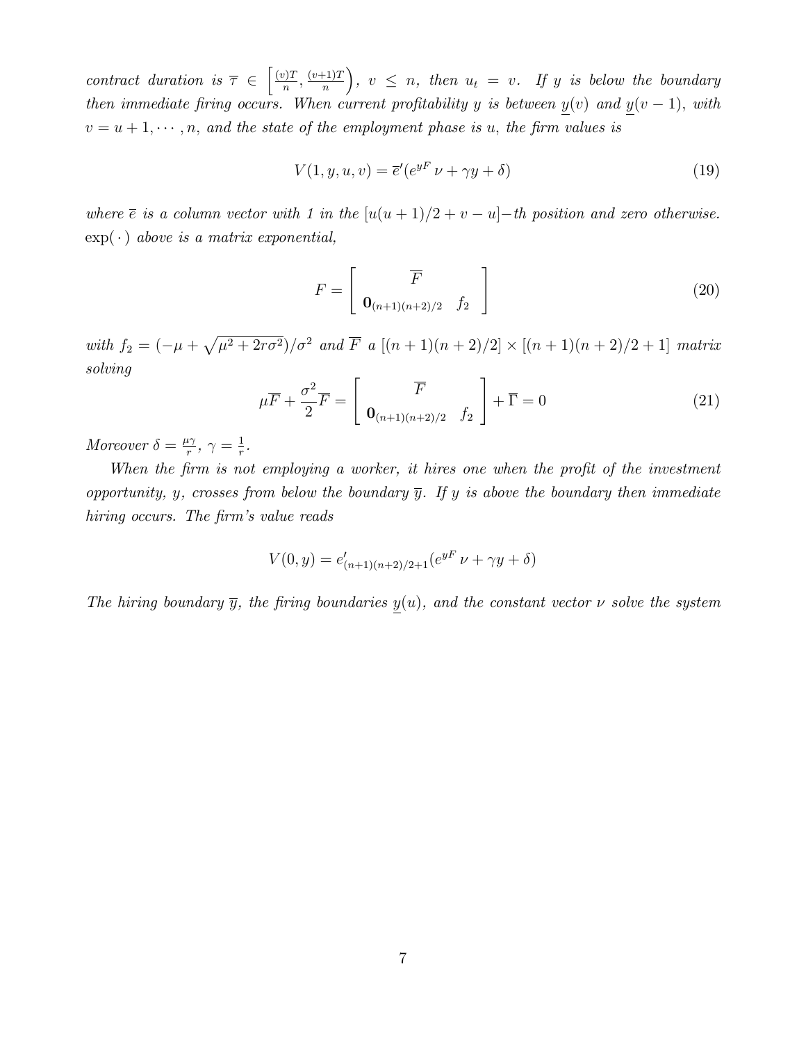*contract duration is* $\overline{\tau} \in \left[\frac{(v)T}{n}, \frac{(v+1)T}{n}\right)$, $v \le n$, *then* $u_t = v$. *If* $y$ *is below the boundary then immediate firing occurs. When current profitability* $y$ *is between* $\underline{y}(v)$ *and* $\underline{y}(v-1)$, *with* $v = u+1, \cdots, n$, *and the state of the employment phase is* $u$, *the firm values is*

$$V(1, y, u, v) = \overline{e}'(e^{yF}\,\nu + \gamma y + \delta) \tag{19}$$

*where* $\overline{e}$ *is a column vector with 1 in the* $[u(u+1)/2 + v - u]-$*th position and zero otherwise.* $\exp(\,\cdot\,)$ *above is a matrix exponential,*

$$F = \left[\begin{array}{cc} \multicolumn{2}{c}{\overline{F}} \\ \mathbf{0}_{(n+1)(n+2)/2} & f_2 \end{array}\right] \tag{20}$$

*with* $f_2 = (-\mu + \sqrt{\mu^2 + 2r\sigma^2})/\sigma^2$ *and* $\overline{F}$ *a* $[(n+1)(n+2)/2] \times [(n+1)(n+2)/2 + 1]$ *matrix solving*

$$\mu\overline{F} + \frac{\sigma^2}{2}\overline{F} = \left[\begin{array}{cc} \multicolumn{2}{c}{\overline{F}} \\ \mathbf{0}_{(n+1)(n+2)/2} & f_2 \end{array}\right] + \overline{\Gamma} = 0 \tag{21}$$

*Moreover* $\delta = \frac{\mu\gamma}{r}$, $\gamma = \frac{1}{r}$.

*When the firm is not employing a worker, it hires one when the profit of the investment opportunity,* $y$, *crosses from below the boundary* $\overline{y}$. *If* $y$ *is above the boundary then immediate hiring occurs. The firm's value reads*

$$V(0, y) = e'_{(n+1)(n+2)/2+1}(e^{yF}\,\nu + \gamma y + \delta)$$

*The hiring boundary* $\overline{y}$, *the firing boundaries* $\underline{y}(u)$, *and the constant vector* $\nu$ *solve the system*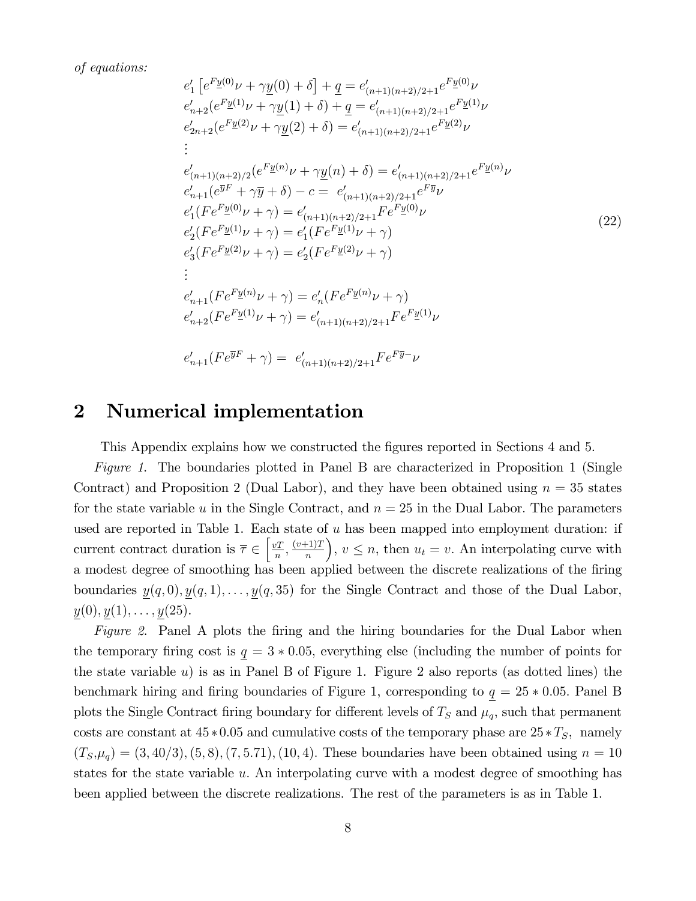*of equations:*

$$
\begin{aligned}
& e_1' \left[ e^{F\underline{y}(0)}\nu + \gamma \underline{y}(0) + \delta \right] + \underline{q} = e_{(n+1)(n+2)/2+1}' e^{F\underline{y}(0)}\nu \\
& e_{n+2}' (e^{F\underline{y}(1)}\nu + \gamma \underline{y}(1) + \delta) + \underline{q} = e_{(n+1)(n+2)/2+1}' e^{F\underline{y}(1)}\nu \\
& e_{2n+2}' (e^{F\underline{y}(2)}\nu + \gamma \underline{y}(2) + \delta) = e_{(n+1)(n+2)/2+1}' e^{F\underline{y}(2)}\nu \\
& \vdots \\
& e_{(n+1)(n+2)/2}' (e^{F\underline{y}(n)}\nu + \gamma \underline{y}(n) + \delta) = e_{(n+1)(n+2)/2+1}' e^{F\underline{y}(n)}\nu \\
& e_{n+1}' (e^{\overline{y}F} + \gamma \overline{y} + \delta) - c = \; e_{(n+1)(n+2)/2+1}' e^{F\overline{y}}\nu \\
& e_1' (Fe^{F\underline{y}(0)}\nu + \gamma) = e_{(n+1)(n+2)/2+1}' Fe^{F\underline{y}(0)}\nu \\
& e_2' (Fe^{F\underline{y}(1)}\nu + \gamma) = e_1' (Fe^{F\underline{y}(1)}\nu + \gamma) \\
& e_3' (Fe^{F\underline{y}(2)}\nu + \gamma) = e_2' (Fe^{F\underline{y}(2)}\nu + \gamma) \\
& \vdots \\
& e_{n+1}' (Fe^{F\underline{y}(n)}\nu + \gamma) = e_n' (Fe^{F\underline{y}(n)}\nu + \gamma) \\
& e_{n+2}' (Fe^{F\underline{y}(1)}\nu + \gamma) = e_{(n+1)(n+2)/2+1}' Fe^{F\underline{y}(1)}\nu \\
& \\
& e_{n+1}' (Fe^{\overline{y}F} + \gamma) = \; e_{(n+1)(n+2)/2+1}' Fe^{F\overline{y}-}\nu
\end{aligned}
\tag{22}
$$

## 2 Numerical implementation

This Appendix explains how we constructed the figures reported in Sections 4 and 5.

*Figure 1.* The boundaries plotted in Panel B are characterized in Proposition 1 (Single Contract) and Proposition 2 (Dual Labor), and they have been obtained using $n = 35$ states for the state variable $u$ in the Single Contract, and $n = 25$ in the Dual Labor. The parameters used are reported in Table 1. Each state of $u$ has been mapped into employment duration: if current contract duration is $\overline{\tau} \in \left[\frac{vT}{n}, \frac{(v+1)T}{n}\right)$, $v \leq n$, then $u_t = v$. An interpolating curve with a modest degree of smoothing has been applied between the discrete realizations of the firing boundaries $\underline{y}(q,0), \underline{y}(q,1), \ldots, \underline{y}(q,35)$ for the Single Contract and those of the Dual Labor, $\underline{y}(0), \underline{y}(1), \ldots, \underline{y}(25)$.

*Figure 2.* Panel A plots the firing and the hiring boundaries for the Dual Labor when the temporary firing cost is $\underline{q} = 3 * 0.05$, everything else (including the number of points for the state variable $u$) is as in Panel B of Figure 1. Figure 2 also reports (as dotted lines) the benchmark hiring and firing boundaries of Figure 1, corresponding to $\underline{q} = 25 * 0.05$. Panel B plots the Single Contract firing boundary for different levels of $T_S$ and $\mu_q$, such that permanent costs are constant at $45 * 0.05$ and cumulative costs of the temporary phase are $25 * T_S$, namely $(T_S, \mu_q) = (3, 40/3), (5, 8), (7, 5.71), (10, 4)$. These boundaries have been obtained using $n = 10$ states for the state variable $u$. An interpolating curve with a modest degree of smoothing has been applied between the discrete realizations. The rest of the parameters is as in Table 1.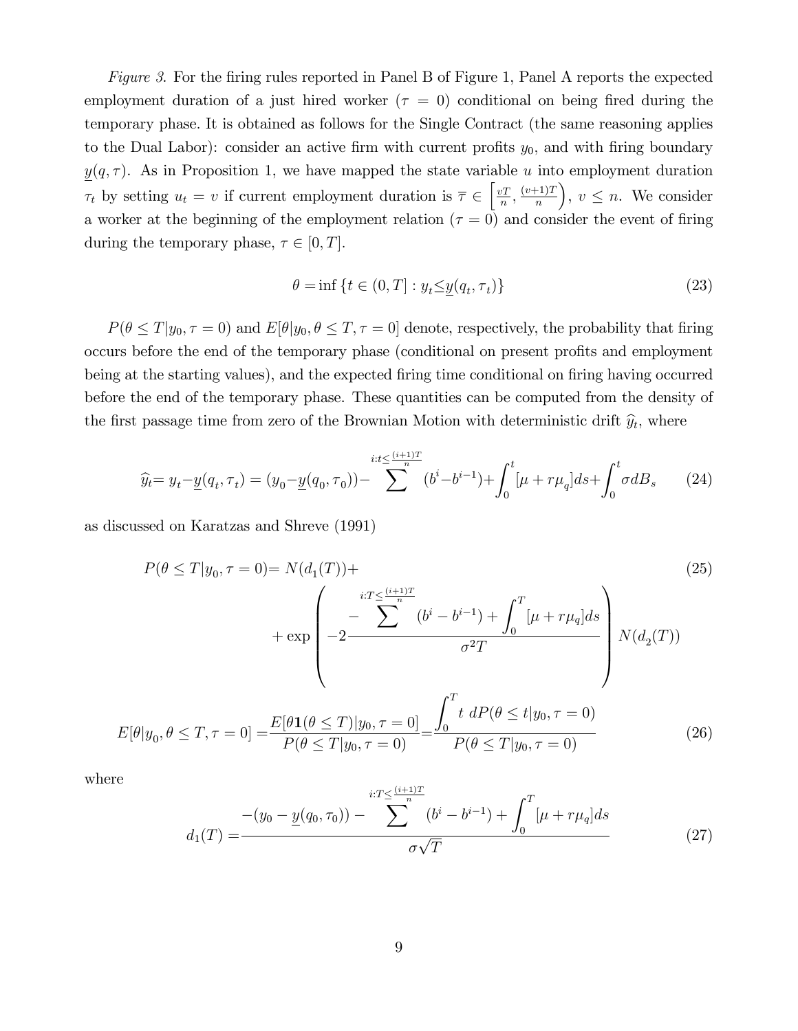*Figure 3.* For the firing rules reported in Panel B of Figure 1, Panel A reports the expected employment duration of a just hired worker ($\tau = 0$) conditional on being fired during the temporary phase. It is obtained as follows for the Single Contract (the same reasoning applies to the Dual Labor): consider an active firm with current profits $y_0$, and with firing boundary $\underline{y}(q, \tau)$. As in Proposition 1, we have mapped the state variable $u$ into employment duration $\tau_t$ by setting $u_t = v$ if current employment duration is $\overline{\tau} \in \left[\frac{vT}{n}, \frac{(v+1)T}{n}\right)$, $v \leq n$. We consider a worker at the beginning of the employment relation ($\tau = 0$) and consider the event of firing during the temporary phase, $\tau \in [0, T]$.

$$\theta = \inf \{t \in (0, T] : y_t \leq \underline{y}(q_t, \tau_t)\} \tag{23}$$

$P(\theta \leq T|y_0, \tau = 0)$ and $E[\theta|y_0, \theta \leq T, \tau = 0]$ denote, respectively, the probability that firing occurs before the end of the temporary phase (conditional on present profits and employment being at the starting values), and the expected firing time conditional on firing having occurred before the end of the temporary phase. These quantities can be computed from the density of the first passage time from zero of the Brownian Motion with deterministic drift $\widehat{y}_t$, where

$$\widehat{y}_t = y_t - \underline{y}(q_t, \tau_t) = (y_0 - \underline{y}(q_0, \tau_0)) - \sum^{i:t \leq \frac{(i+1)T}{n}} (b^i - b^{i-1}) + \int_0^t [\mu + r\mu_q] ds + \int_0^t \sigma dB_s \tag{24}$$

as discussed on Karatzas and Shreve (1991)

$$P(\theta \leq T|y_0, \tau = 0) = N(d_1(T)) + \tag{25}$$

$$+ \exp\left(-2 \frac{-\sum^{i:T \leq \frac{(i+1)T}{n}} (b^i - b^{i-1}) + \int_0^T [\mu + r\mu_q] ds}{\sigma^2 T}\right) N(d_2(T))$$

$$E[\theta|y_0, \theta \leq T, \tau = 0] = \frac{E[\theta \mathbf{1}(\theta \leq T)|y_0, \tau = 0]}{P(\theta \leq T|y_0, \tau = 0)} = \frac{\int_0^T t \; dP(\theta \leq t|y_0, \tau = 0)}{P(\theta \leq T|y_0, \tau = 0)} \tag{26}$$

where

$$d_1(T) = \frac{-(y_0 - \underline{y}(q_0, \tau_0)) - \sum^{i:T \leq \frac{(i+1)T}{n}} (b^i - b^{i-1}) + \int_0^T [\mu + r\mu_q] ds}{\sigma\sqrt{T}} \tag{27}$$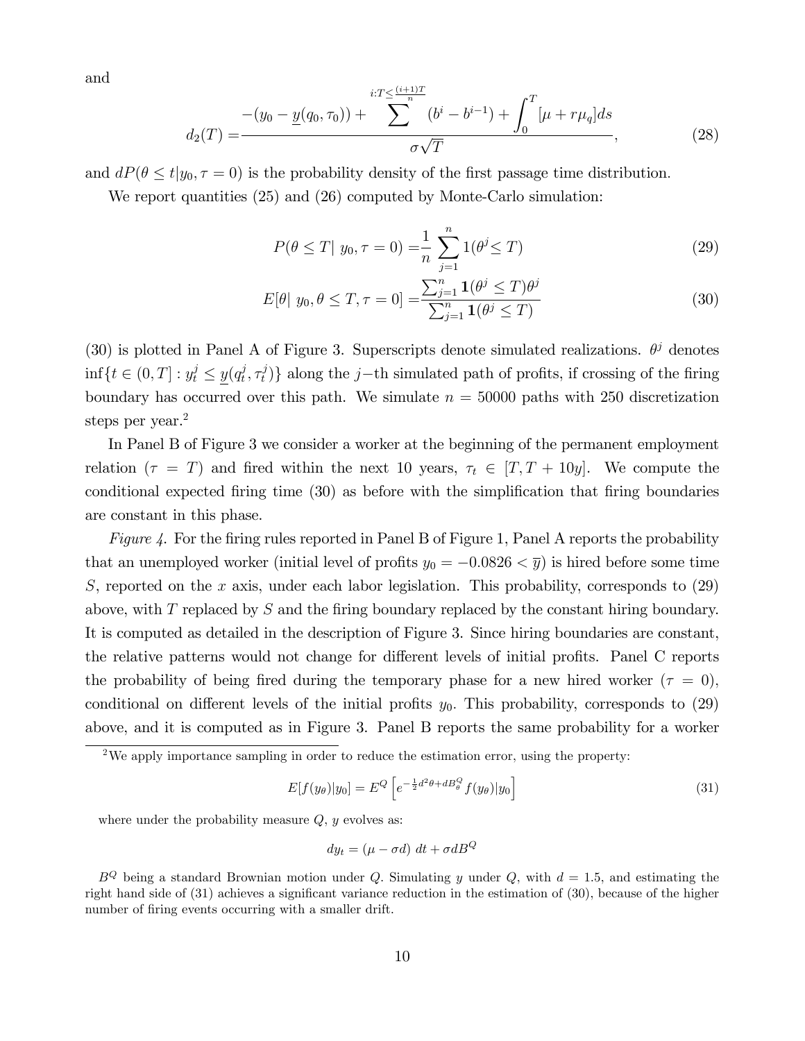and

$$
d_2(T) = \frac{-(y_0 - \underline{y}(q_0, \tau_0)) + \sum^{i:T \leq \frac{(i+1)T}{n}} (b^i - b^{i-1}) + \int_0^T [\mu + r\mu_q] ds}{\sigma\sqrt{T}}, \tag{28}
$$

and $dP(\theta \leq t | y_0, \tau = 0)$ is the probability density of the first passage time distribution.

We report quantities (25) and (26) computed by Monte-Carlo simulation:

$$
P(\theta \leq T | \ y_0, \tau = 0) = \frac{1}{n} \sum_{j=1}^{n} 1(\theta^j \leq T) \tag{29}
$$

$$
E[\theta | \ y_0, \theta \leq T, \tau = 0] = \frac{\sum_{j=1}^{n} \mathbf{1}(\theta^j \leq T)\theta^j}{\sum_{j=1}^{n} \mathbf{1}(\theta^j \leq T)} \tag{30}
$$

(30) is plotted in Panel A of Figure 3. Superscripts denote simulated realizations. $\theta^j$ denotes $\inf\{t \in (0, T] : y_t^j \leq \underline{y}(q_t^j, \tau_t^j)\}$ along the $j-$th simulated path of profits, if crossing of the firing boundary has occurred over this path. We simulate $n = 50000$ paths with 250 discretization steps per year.[2]

In Panel B of Figure 3 we consider a worker at the beginning of the permanent employment relation ($\tau = T$) and fired within the next 10 years, $\tau_t \in [T, T + 10y]$. We compute the conditional expected firing time (30) as before with the simplification that firing boundaries are constant in this phase.

*Figure 4.* For the firing rules reported in Panel B of Figure 1, Panel A reports the probability that an unemployed worker (initial level of profits $y_0 = -0.0826 < \overline{y}$) is hired before some time $S$, reported on the $x$ axis, under each labor legislation. This probability, corresponds to (29) above, with $T$ replaced by $S$ and the firing boundary replaced by the constant hiring boundary. It is computed as detailed in the description of Figure 3. Since hiring boundaries are constant, the relative patterns would not change for different levels of initial profits. Panel C reports the probability of being fired during the temporary phase for a new hired worker ($\tau = 0$), conditional on different levels of the initial profits $y_0$. This probability, corresponds to (29) above, and it is computed as in Figure 3. Panel B reports the same probability for a worker

---

[2] We apply importance sampling in order to reduce the estimation error, using the property:

$$
E[f(y_\theta)|y_0] = E^Q \left[ e^{-\frac{1}{2}d^2\theta + dB_\theta^Q} f(y_\theta)|y_0 \right] \tag{31}
$$

where under the probability measure $Q$, $y$ evolves as:

$$
dy_t = (\mu - \sigma d) \ dt + \sigma dB^Q
$$

$B^Q$ being a standard Brownian motion under $Q$. Simulating $y$ under $Q$, with $d = 1.5$, and estimating the right hand side of (31) achieves a significant variance reduction in the estimation of (30), because of the higher number of firing events occurring with a smaller drift.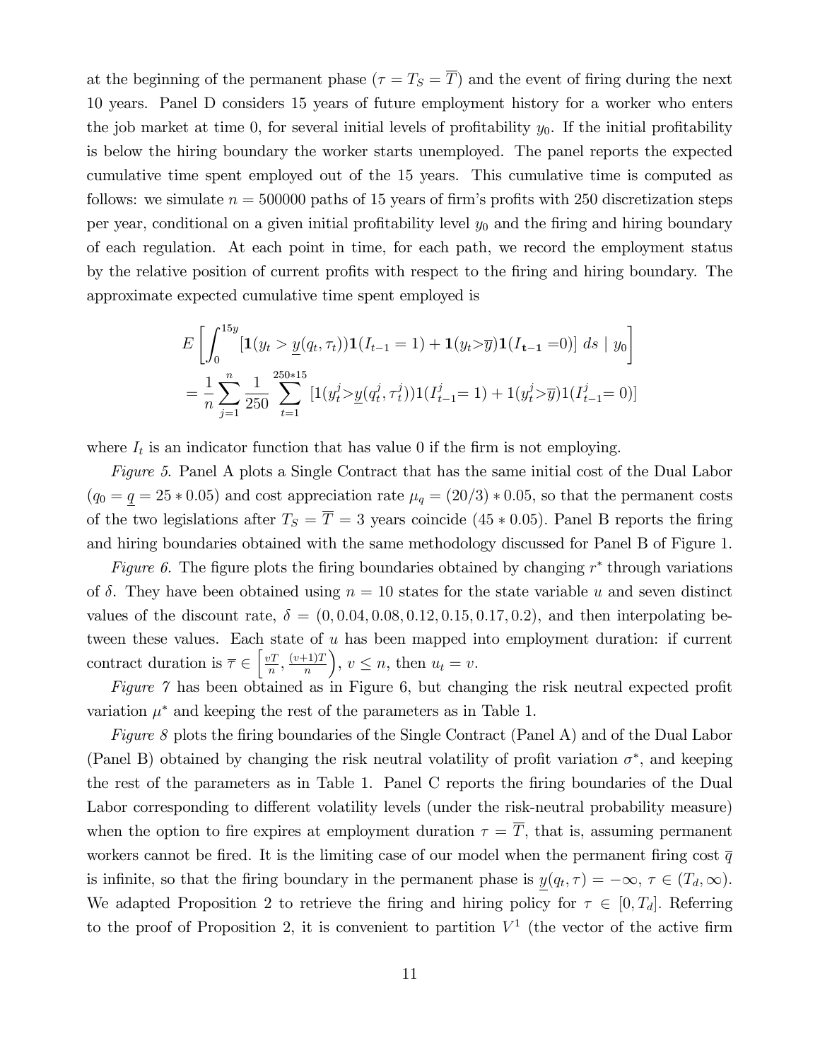at the beginning of the permanent phase ($\tau = T_S = \overline{T}$) and the event of firing during the next 10 years. Panel D considers 15 years of future employment history for a worker who enters the job market at time 0, for several initial levels of profitability $y_0$. If the initial profitability is below the hiring boundary the worker starts unemployed. The panel reports the expected cumulative time spent employed out of the 15 years. This cumulative time is computed as follows: we simulate $n = 500000$ paths of 15 years of firm's profits with 250 discretization steps per year, conditional on a given initial profitability level $y_0$ and the firing and hiring boundary of each regulation. At each point in time, for each path, we record the employment status by the relative position of current profits with respect to the firing and hiring boundary. The approximate expected cumulative time spent employed is

$$E\left[\int_0^{15y} [\mathbf{1}(y_t > \underline{y}(q_t, \tau_t))\mathbf{1}(I_{t-1} = 1) + \mathbf{1}(y_t > \overline{y})\mathbf{1}(I_{\mathbf{t-1}} = 0)]\ ds \mid y_0\right]$$
$$= \frac{1}{n}\sum_{j=1}^{n}\frac{1}{250}\sum_{t=1}^{250*15}[1(y_t^j > \underline{y}(q_t^j, \tau_t^j))1(I_{t-1}^j = 1) + 1(y_t^j > \overline{y})1(I_{t-1}^j = 0)]$$

where $I_t$ is an indicator function that has value 0 if the firm is not employing.

*Figure 5.* Panel A plots a Single Contract that has the same initial cost of the Dual Labor ($q_0 = \underline{q} = 25 * 0.05$) and cost appreciation rate $\mu_q = (20/3) * 0.05$, so that the permanent costs of the two legislations after $T_S = \overline{T} = 3$ years coincide ($45 * 0.05$). Panel B reports the firing and hiring boundaries obtained with the same methodology discussed for Panel B of Figure 1.

*Figure 6.* The figure plots the firing boundaries obtained by changing $r^*$ through variations of $\delta$. They have been obtained using $n = 10$ states for the state variable $u$ and seven distinct values of the discount rate, $\delta = (0, 0.04, 0.08, 0.12, 0.15, 0.17, 0.2)$, and then interpolating between these values. Each state of $u$ has been mapped into employment duration: if current contract duration is $\overline{\tau} \in \left[\frac{vT}{n}, \frac{(v+1)T}{n}\right)$, $v \leq n$, then $u_t = v$.

*Figure 7* has been obtained as in Figure 6, but changing the risk neutral expected profit variation $\mu^*$ and keeping the rest of the parameters as in Table 1.

*Figure 8* plots the firing boundaries of the Single Contract (Panel A) and of the Dual Labor (Panel B) obtained by changing the risk neutral volatility of profit variation $\sigma^*$, and keeping the rest of the parameters as in Table 1. Panel C reports the firing boundaries of the Dual Labor corresponding to different volatility levels (under the risk-neutral probability measure) when the option to fire expires at employment duration $\tau = \overline{T}$, that is, assuming permanent workers cannot be fired. It is the limiting case of our model when the permanent firing cost $\overline{q}$ is infinite, so that the firing boundary in the permanent phase is $\underline{y}(q_t, \tau) = -\infty$, $\tau \in (T_d, \infty)$. We adapted Proposition 2 to retrieve the firing and hiring policy for $\tau \in [0, T_d]$. Referring to the proof of Proposition 2, it is convenient to partition $V^1$ (the vector of the active firm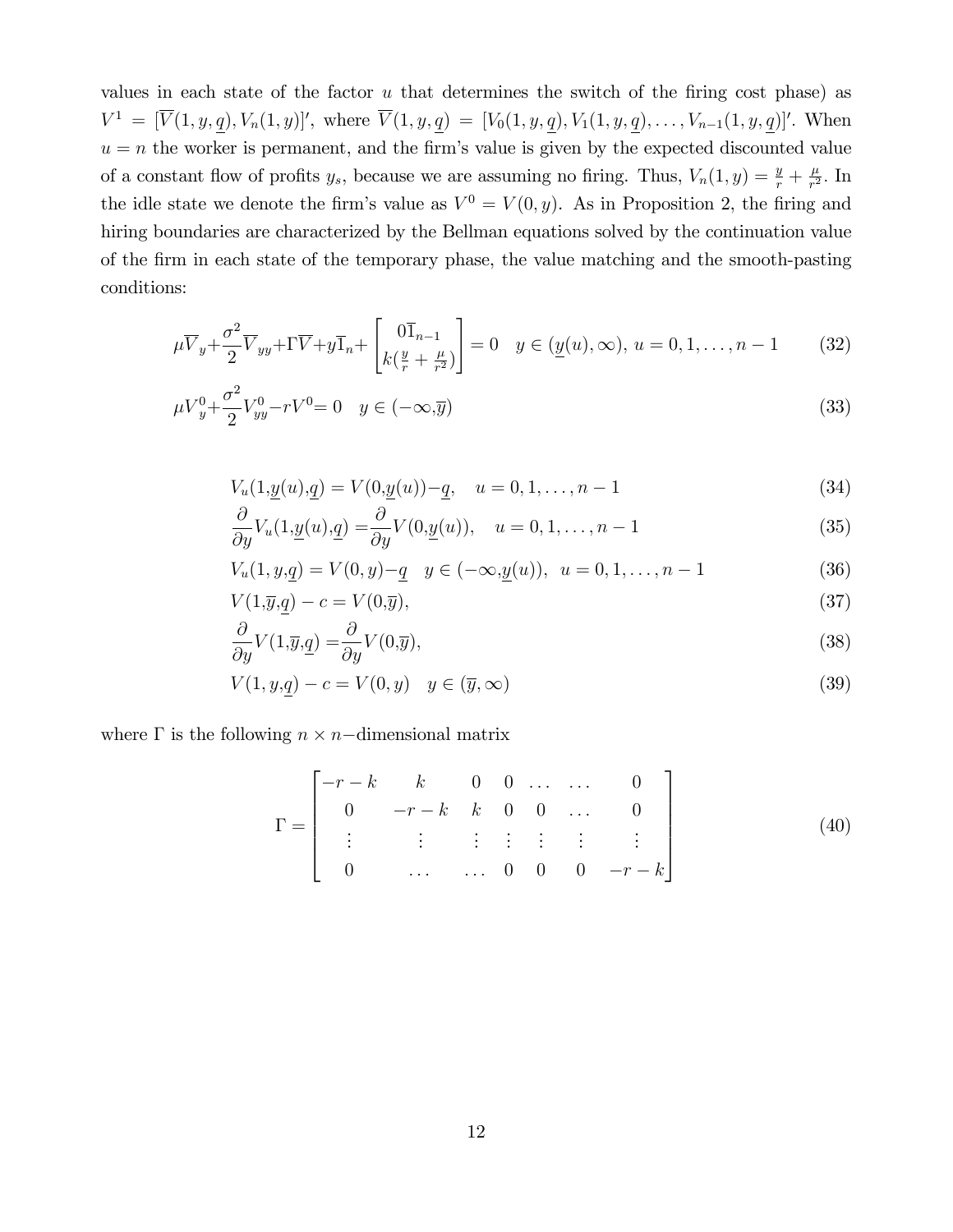values in each state of the factor $u$ that determines the switch of the firing cost phase) as $V^1 = [\overline{V}(1, y, \underline{q}), V_n(1, y)]'$, where $\overline{V}(1, y, \underline{q}) = [V_0(1, y, \underline{q}), V_1(1, y, \underline{q}), \ldots, V_{n-1}(1, y, \underline{q})]'$. When $u = n$ the worker is permanent, and the firm's value is given by the expected discounted value of a constant flow of profits $y_s$, because we are assuming no firing. Thus, $V_n(1, y) = \frac{y}{r} + \frac{\mu}{r^2}$. In the idle state we denote the firm's value as $V^0 = V(0, y)$. As in Proposition 2, the firing and hiring boundaries are characterized by the Bellman equations solved by the continuation value of the firm in each state of the temporary phase, the value matching and the smooth-pasting conditions:

$$\mu \overline{V}_y + \frac{\sigma^2}{2} \overline{V}_{yy} + \Gamma \overline{V} + y \overline{1}_n + \begin{bmatrix} 0 \overline{1}_{n-1} \\ k(\frac{y}{r} + \frac{\mu}{r^2}) \end{bmatrix} = 0 \quad y \in (\underline{y}(u), \infty), \; u = 0, 1, \ldots, n-1 \tag{32}$$

$$\mu V^0_y + \frac{\sigma^2}{2} V^0_{yy} - r V^0 = 0 \quad y \in (-\infty, \overline{y}) \tag{33}$$

$$V_u(1, \underline{y}(u), \underline{q}) = V(0, \underline{y}(u)) - \underline{q}, \quad u = 0, 1, \ldots, n-1 \tag{34}$$

$$\frac{\partial}{\partial y} V_u(1, \underline{y}(u), \underline{q}) = \frac{\partial}{\partial y} V(0, \underline{y}(u)), \quad u = 0, 1, \ldots, n-1 \tag{35}$$

$$V_u(1, y, \underline{q}) = V(0, y) - \underline{q} \quad y \in (-\infty, \underline{y}(u)), \; u = 0, 1, \ldots, n-1 \tag{36}$$

$$V(1, \overline{y}, \underline{q}) - c = V(0, \overline{y}), \tag{37}$$

$$\frac{\partial}{\partial y} V(1, \overline{y}, \underline{q}) = \frac{\partial}{\partial y} V(0, \overline{y}), \tag{38}$$

$$V(1, y, \underline{q}) - c = V(0, y) \quad y \in (\overline{y}, \infty) \tag{39}$$

where $\Gamma$ is the following $n \times n-$dimensional matrix

$$\Gamma = \begin{bmatrix} -r-k & k & 0 & 0 & \ldots & \ldots & 0 \\ 0 & -r-k & k & 0 & 0 & \ldots & 0 \\ \vdots & \vdots & \vdots & \vdots & \vdots & \vdots & \vdots \\ 0 & \ldots & \ldots & 0 & 0 & 0 & -r-k \end{bmatrix} \tag{40}$$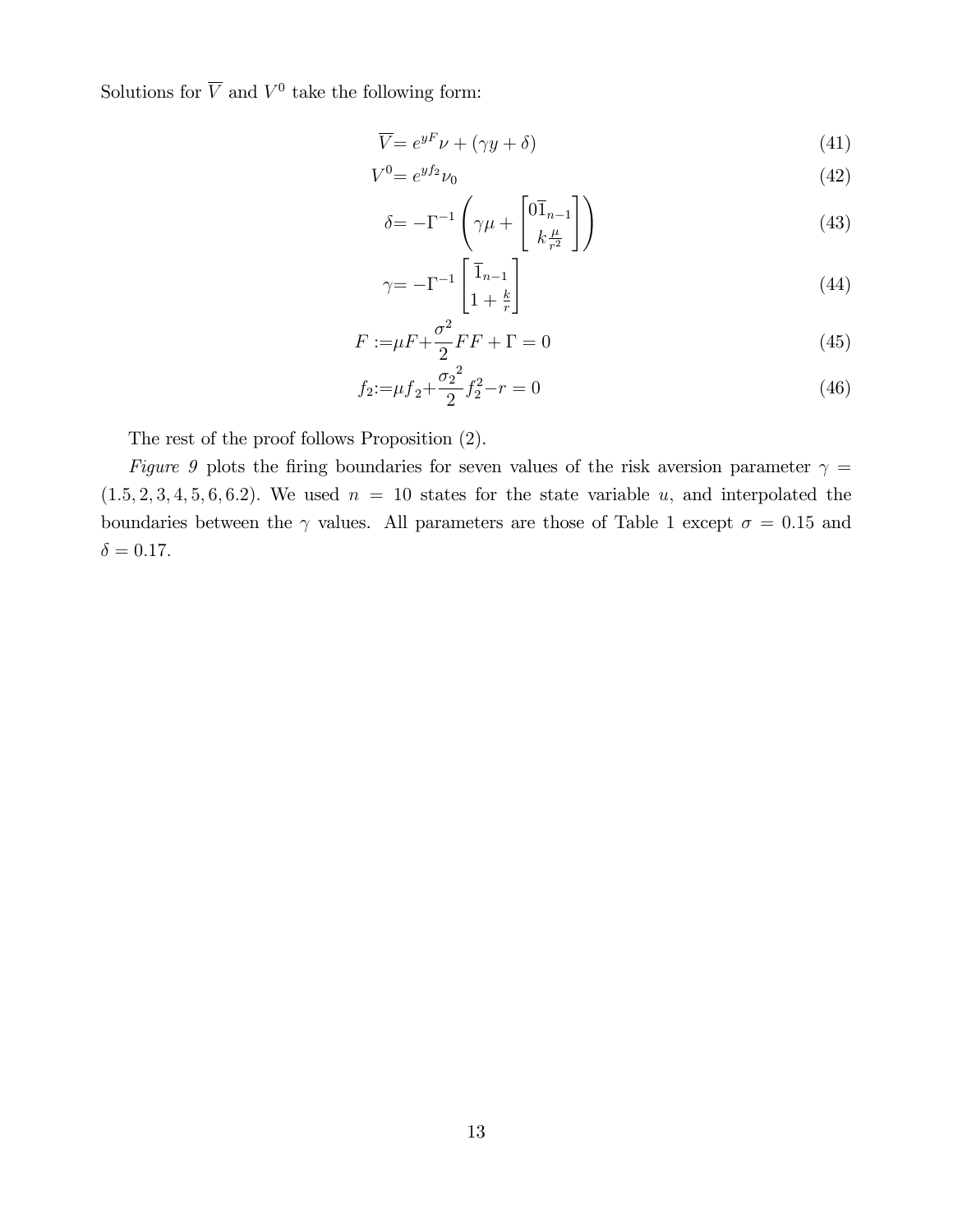Solutions for $\overline{V}$ and $V^0$ take the following form:

$$\overline{V} = e^{yF}\nu + (\gamma y + \delta) \tag{41}$$

$$V^0 = e^{yf_2}\nu_0 \tag{42}$$

$$\delta = -\Gamma^{-1}\left(\gamma\mu + \begin{bmatrix} 0\overline{1}_{n-1} \\ k\frac{\mu}{r^2} \end{bmatrix}\right) \tag{43}$$

$$\gamma = -\Gamma^{-1}\begin{bmatrix} \overline{1}_{n-1} \\ 1+\frac{k}{r} \end{bmatrix} \tag{44}$$

$$F := \mu F + \frac{\sigma^2}{2}FF + \Gamma = 0 \tag{45}$$

$$f_2 := \mu f_2 + \frac{{\sigma_2}^2}{2}f_2^2 - r = 0 \tag{46}$$

The rest of the proof follows Proposition (2).

*Figure 9* plots the firing boundaries for seven values of the risk aversion parameter $\gamma = (1.5, 2, 3, 4, 5, 6, 6.2)$. We used $n = 10$ states for the state variable $u$, and interpolated the boundaries between the $\gamma$ values. All parameters are those of Table 1 except $\sigma = 0.15$ and $\delta = 0.17$.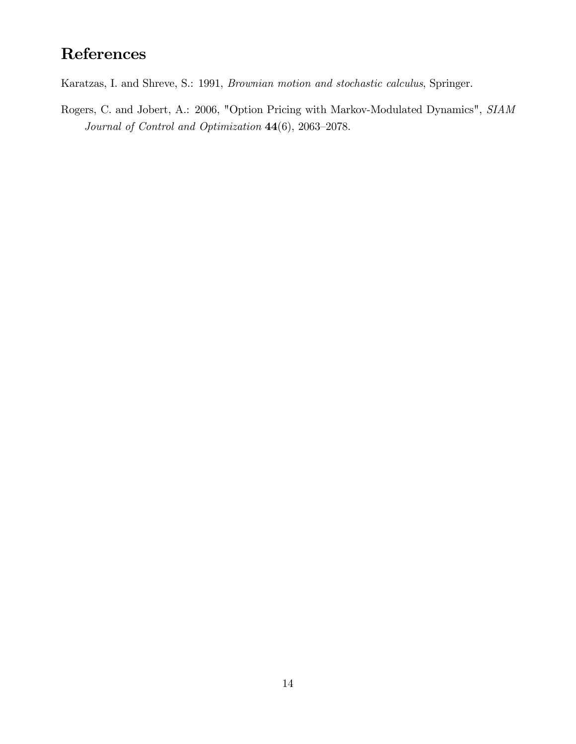# References

Karatzas, I. and Shreve, S.: 1991, *Brownian motion and stochastic calculus*, Springer.

Rogers, C. and Jobert, A.: 2006, "Option Pricing with Markov-Modulated Dynamics", *SIAM Journal of Control and Optimization* **44**(6), 2063–2078.